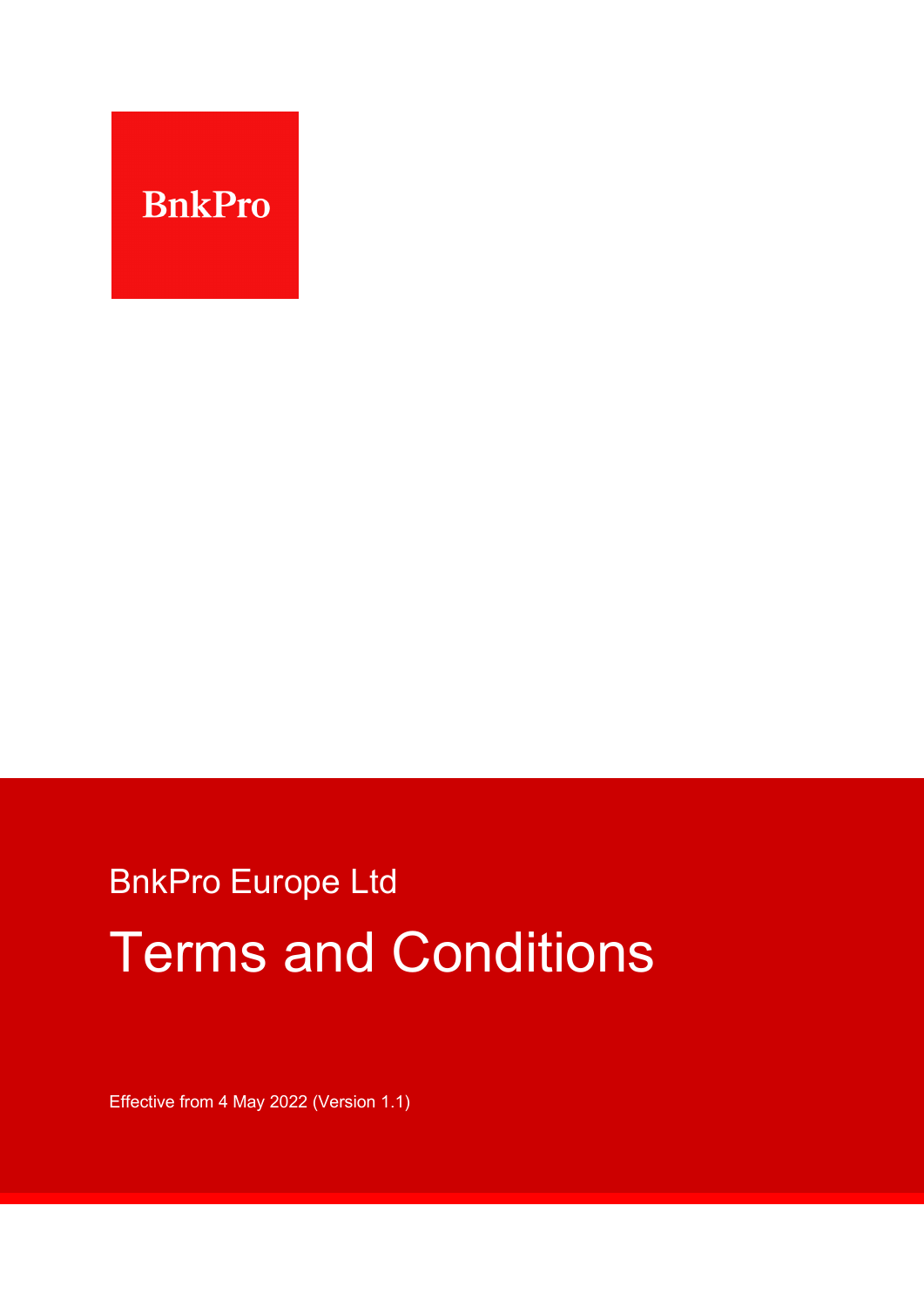BnkPro

BnkPro Europe Ltd

# Terms and Conditions

Effective from 4 May 2022 (Version 1.1)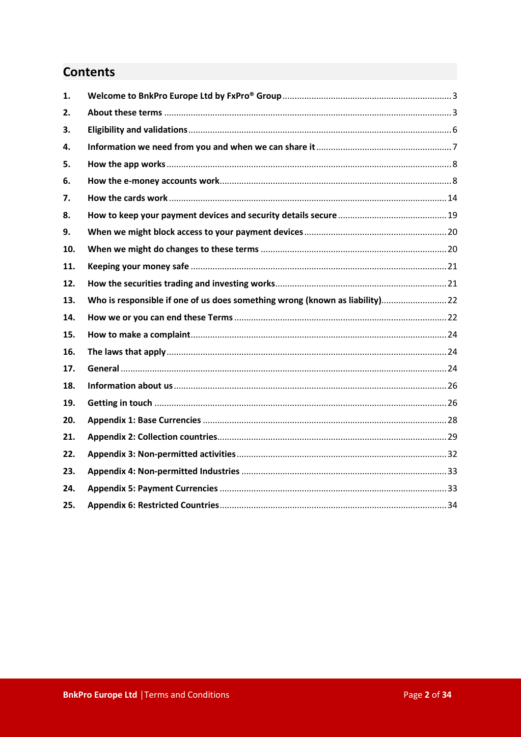## Contents

| | | |
|---|---|---|
| 1. | **Welcome to BnkPro Europe Ltd by FxPro® Group** | 3 |
| 2. | **About these terms** | 3 |
| 3. | **Eligibility and validations** | 6 |
| 4. | **Information we need from you and when we can share it** | 7 |
| 5. | **How the app works** | 8 |
| 6. | **How the e-money accounts work** | 8 |
| 7. | **How the cards work** | 14 |
| 8. | **How to keep your payment devices and security details secure** | 19 |
| 9. | **When we might block access to your payment devices** | 20 |
| 10. | **When we might do changes to these terms** | 20 |
| 11. | **Keeping your money safe** | 21 |
| 12. | **How the securities trading and investing works** | 21 |
| 13. | **Who is responsible if one of us does something wrong (known as liability)** | 22 |
| 14. | **How we or you can end these Terms** | 22 |
| 15. | **How to make a complaint** | 24 |
| 16. | **The laws that apply** | 24 |
| 17. | **General** | 24 |
| 18. | **Information about us** | 26 |
| 19. | **Getting in touch** | 26 |
| 20. | **Appendix 1: Base Currencies** | 28 |
| 21. | **Appendix 2: Collection countries** | 29 |
| 22. | **Appendix 3: Non-permitted activities** | 32 |
| 23. | **Appendix 4: Non-permitted Industries** | 33 |
| 24. | **Appendix 5: Payment Currencies** | 33 |
| 25. | **Appendix 6: Restricted Countries** | 34 |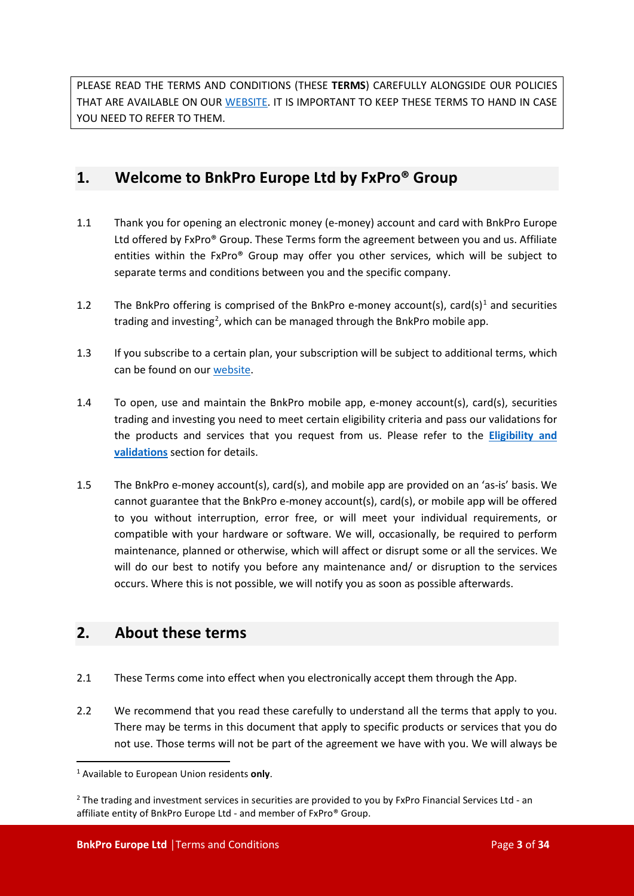PLEASE READ THE TERMS AND CONDITIONS (THESE **TERMS**) CAREFULLY ALONGSIDE OUR POLICIES THAT ARE AVAILABLE ON OUR WEBSITE. IT IS IMPORTANT TO KEEP THESE TERMS TO HAND IN CASE YOU NEED TO REFER TO THEM.

## 1. Welcome to BnkPro Europe Ltd by FxPro® Group

1.1 Thank you for opening an electronic money (e-money) account and card with BnkPro Europe Ltd offered by FxPro® Group. These Terms form the agreement between you and us. Affiliate entities within the FxPro® Group may offer you other services, which will be subject to separate terms and conditions between you and the specific company.

1.2 The BnkPro offering is comprised of the BnkPro e-money account(s), card(s)[1] and securities trading and investing[2], which can be managed through the BnkPro mobile app.

1.3 If you subscribe to a certain plan, your subscription will be subject to additional terms, which can be found on our website.

1.4 To open, use and maintain the BnkPro mobile app, e-money account(s), card(s), securities trading and investing you need to meet certain eligibility criteria and pass our validations for the products and services that you request from us. Please refer to the **Eligibility and validations** section for details.

1.5 The BnkPro e-money account(s), card(s), and mobile app are provided on an 'as-is' basis. We cannot guarantee that the BnkPro e-money account(s), card(s), or mobile app will be offered to you without interruption, error free, or will meet your individual requirements, or compatible with your hardware or software. We will, occasionally, be required to perform maintenance, planned or otherwise, which will affect or disrupt some or all the services. We will do our best to notify you before any maintenance and/ or disruption to the services occurs. Where this is not possible, we will notify you as soon as possible afterwards.

## 2. About these terms

2.1 These Terms come into effect when you electronically accept them through the App.

2.2 We recommend that you read these carefully to understand all the terms that apply to you. There may be terms in this document that apply to specific products or services that you do not use. Those terms will not be part of the agreement we have with you. We will always be

---

[1] Available to European Union residents **only**.

[2] The trading and investment services in securities are provided to you by FxPro Financial Services Ltd - an affiliate entity of BnkPro Europe Ltd - and member of FxPro® Group.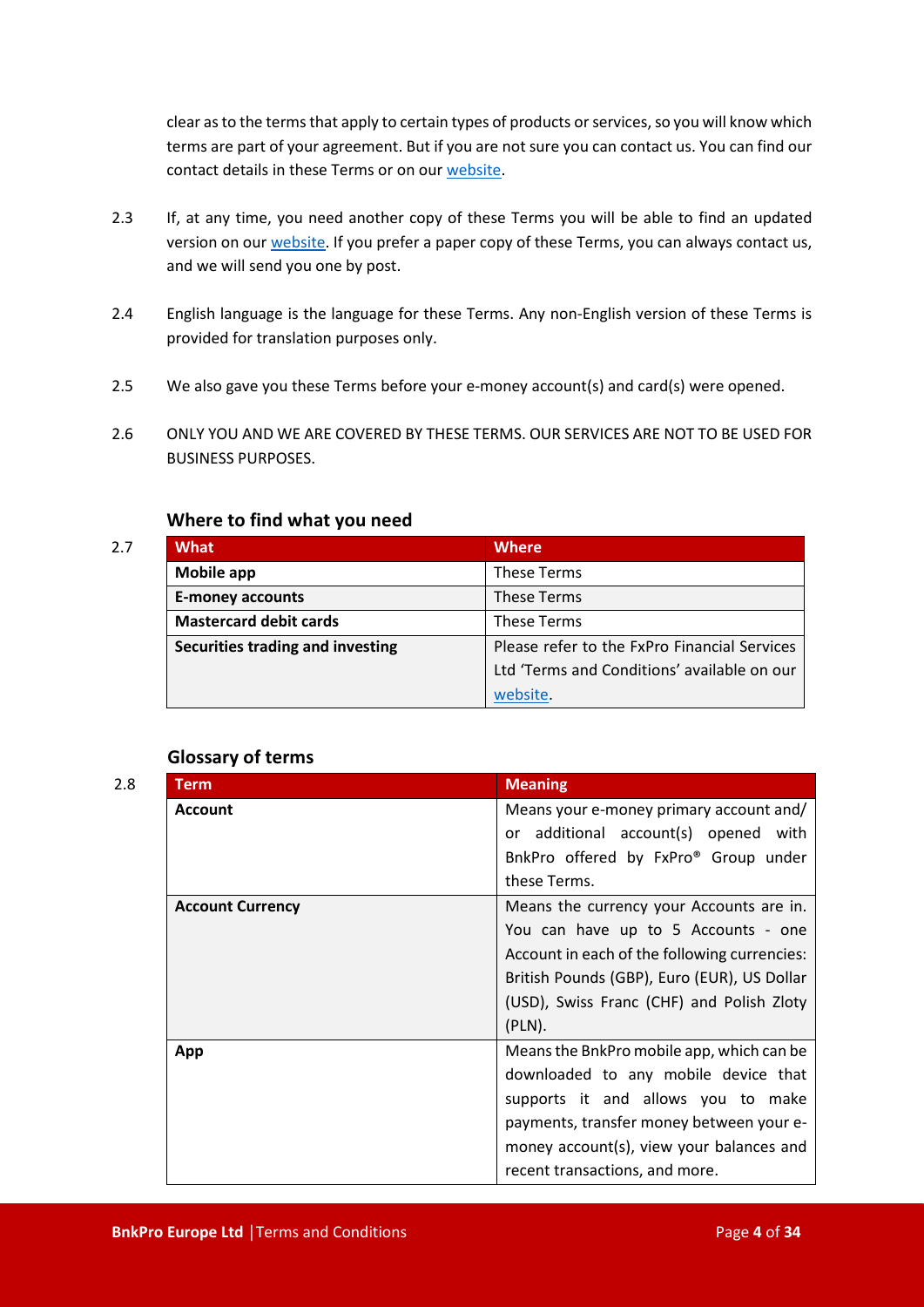clear as to the terms that apply to certain types of products or services, so you will know which terms are part of your agreement. But if you are not sure you can contact us. You can find our contact details in these Terms or on our website.

2.3 If, at any time, you need another copy of these Terms you will be able to find an updated version on our website. If you prefer a paper copy of these Terms, you can always contact us, and we will send you one by post.

2.4 English language is the language for these Terms. Any non-English version of these Terms is provided for translation purposes only.

2.5 We also gave you these Terms before your e-money account(s) and card(s) were opened.

2.6 ONLY YOU AND WE ARE COVERED BY THESE TERMS. OUR SERVICES ARE NOT TO BE USED FOR BUSINESS PURPOSES.

### Where to find what you need

2.7

| What | Where |
|---|---|
| **Mobile app** | These Terms |
| **E-money accounts** | These Terms |
| **Mastercard debit cards** | These Terms |
| **Securities trading and investing** | Please refer to the FxPro Financial Services Ltd 'Terms and Conditions' available on our website. |

### Glossary of terms

2.8

| Term | Meaning |
|---|---|
| **Account** | Means your e-money primary account and/ or additional account(s) opened with BnkPro offered by FxPro® Group under these Terms. |
| **Account Currency** | Means the currency your Accounts are in. You can have up to 5 Accounts - one Account in each of the following currencies: British Pounds (GBP), Euro (EUR), US Dollar (USD), Swiss Franc (CHF) and Polish Zloty (PLN). |
| **App** | Means the BnkPro mobile app, which can be downloaded to any mobile device that supports it and allows you to make payments, transfer money between your e-money account(s), view your balances and recent transactions, and more. |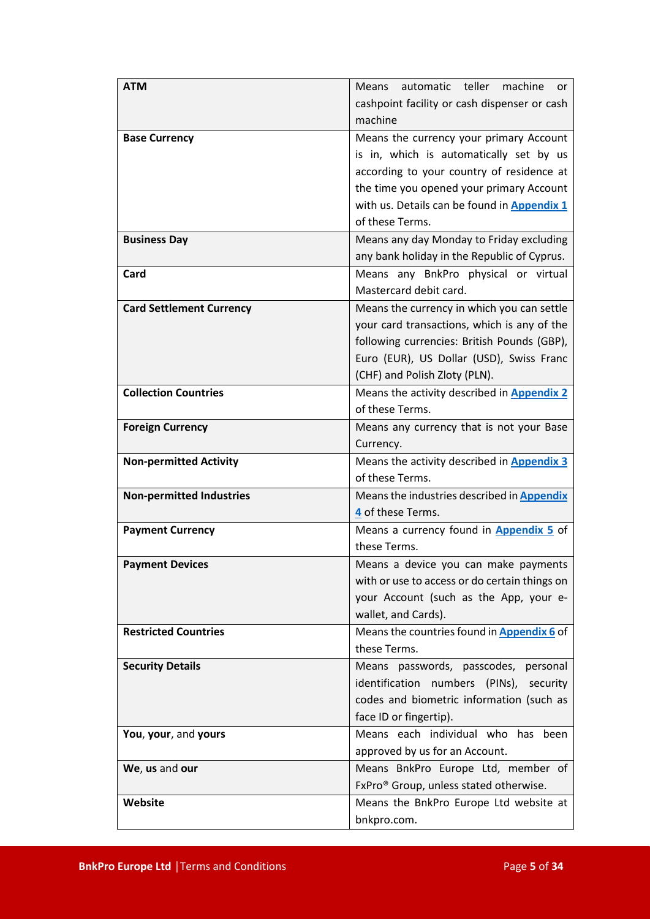| | |
|---|---|
| **ATM** | Means automatic teller machine or cashpoint facility or cash dispenser or cash machine |
| **Base Currency** | Means the currency your primary Account is in, which is automatically set by us according to your country of residence at the time you opened your primary Account with us. Details can be found in **Appendix 1** of these Terms. |
| **Business Day** | Means any day Monday to Friday excluding any bank holiday in the Republic of Cyprus. |
| **Card** | Means any BnkPro physical or virtual Mastercard debit card. |
| **Card Settlement Currency** | Means the currency in which you can settle your card transactions, which is any of the following currencies: British Pounds (GBP), Euro (EUR), US Dollar (USD), Swiss Franc (CHF) and Polish Zloty (PLN). |
| **Collection Countries** | Means the activity described in **Appendix 2** of these Terms. |
| **Foreign Currency** | Means any currency that is not your Base Currency. |
| **Non-permitted Activity** | Means the activity described in **Appendix 3** of these Terms. |
| **Non-permitted Industries** | Means the industries described in **Appendix 4** of these Terms. |
| **Payment Currency** | Means a currency found in **Appendix 5** of these Terms. |
| **Payment Devices** | Means a device you can make payments with or use to access or do certain things on your Account (such as the App, your e-wallet, and Cards). |
| **Restricted Countries** | Means the countries found in **Appendix 6** of these Terms. |
| **Security Details** | Means passwords, passcodes, personal identification numbers (PINs), security codes and biometric information (such as face ID or fingertip). |
| **You**, **your**, and **yours** | Means each individual who has been approved by us for an Account. |
| **We**, **us** and **our** | Means BnkPro Europe Ltd, member of FxPro® Group, unless stated otherwise. |
| **Website** | Means the BnkPro Europe Ltd website at bnkpro.com. |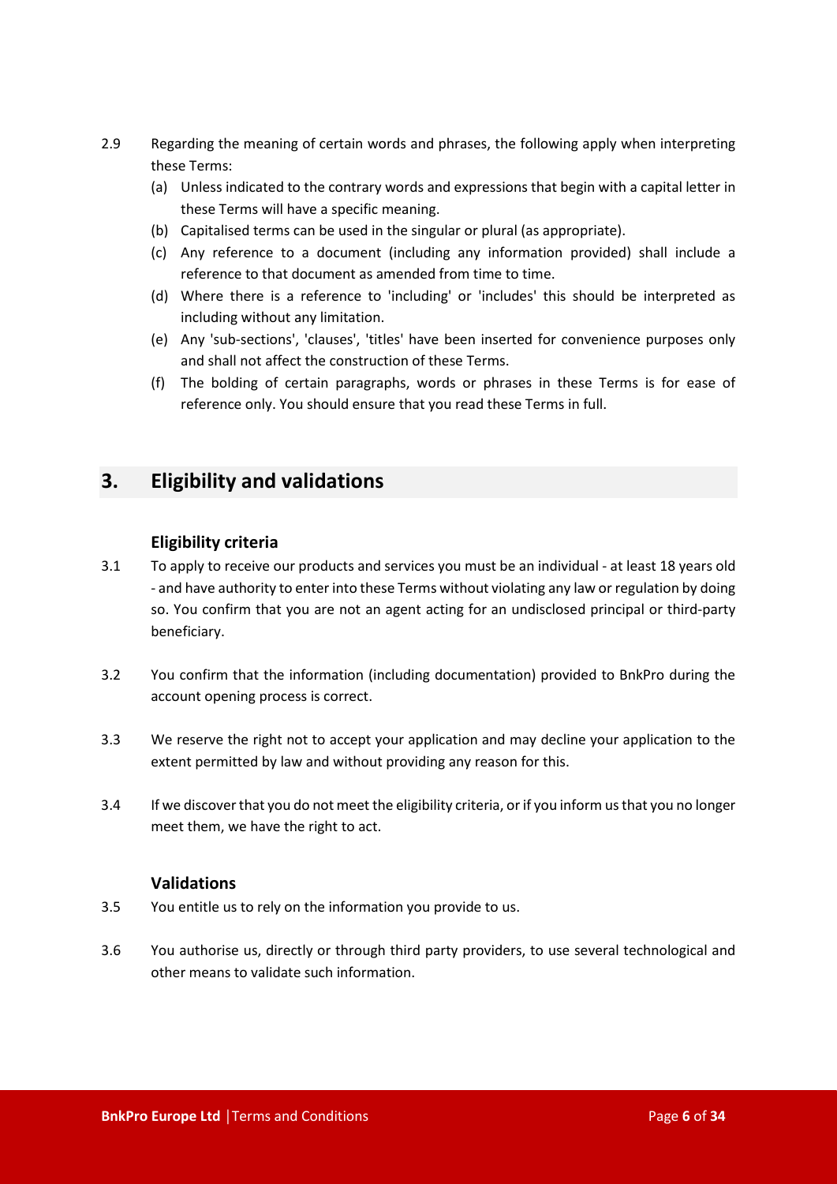2.9 Regarding the meaning of certain words and phrases, the following apply when interpreting these Terms:

(a) Unless indicated to the contrary words and expressions that begin with a capital letter in these Terms will have a specific meaning.

(b) Capitalised terms can be used in the singular or plural (as appropriate).

(c) Any reference to a document (including any information provided) shall include a reference to that document as amended from time to time.

(d) Where there is a reference to 'including' or 'includes' this should be interpreted as including without any limitation.

(e) Any 'sub-sections', 'clauses', 'titles' have been inserted for convenience purposes only and shall not affect the construction of these Terms.

(f) The bolding of certain paragraphs, words or phrases in these Terms is for ease of reference only. You should ensure that you read these Terms in full.

## 3. Eligibility and validations

### Eligibility criteria

3.1 To apply to receive our products and services you must be an individual - at least 18 years old - and have authority to enter into these Terms without violating any law or regulation by doing so. You confirm that you are not an agent acting for an undisclosed principal or third-party beneficiary.

3.2 You confirm that the information (including documentation) provided to BnkPro during the account opening process is correct.

3.3 We reserve the right not to accept your application and may decline your application to the extent permitted by law and without providing any reason for this.

3.4 If we discover that you do not meet the eligibility criteria, or if you inform us that you no longer meet them, we have the right to act.

### Validations

3.5 You entitle us to rely on the information you provide to us.

3.6 You authorise us, directly or through third party providers, to use several technological and other means to validate such information.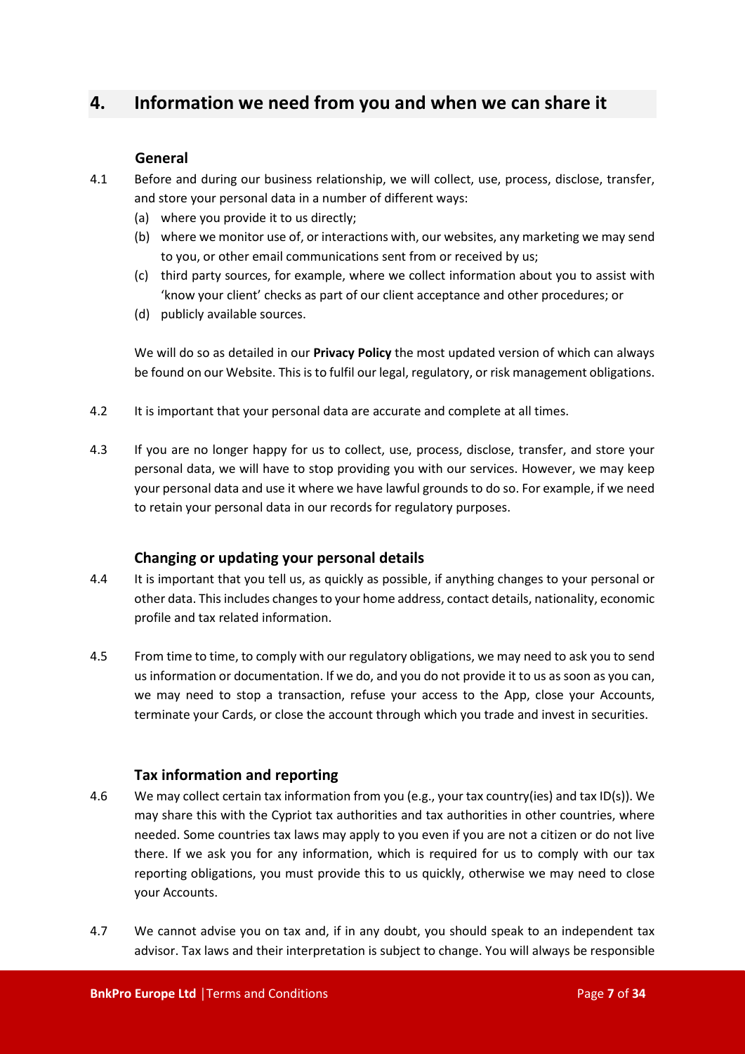## 4. Information we need from you and when we can share it

### General

4.1 Before and during our business relationship, we will collect, use, process, disclose, transfer, and store your personal data in a number of different ways:

(a) where you provide it to us directly;

(b) where we monitor use of, or interactions with, our websites, any marketing we may send to you, or other email communications sent from or received by us;

(c) third party sources, for example, where we collect information about you to assist with 'know your client' checks as part of our client acceptance and other procedures; or

(d) publicly available sources.

We will do so as detailed in our **Privacy Policy** the most updated version of which can always be found on our Website. This is to fulfil our legal, regulatory, or risk management obligations.

4.2 It is important that your personal data are accurate and complete at all times.

4.3 If you are no longer happy for us to collect, use, process, disclose, transfer, and store your personal data, we will have to stop providing you with our services. However, we may keep your personal data and use it where we have lawful grounds to do so. For example, if we need to retain your personal data in our records for regulatory purposes.

### Changing or updating your personal details

4.4 It is important that you tell us, as quickly as possible, if anything changes to your personal or other data. This includes changes to your home address, contact details, nationality, economic profile and tax related information.

4.5 From time to time, to comply with our regulatory obligations, we may need to ask you to send us information or documentation. If we do, and you do not provide it to us as soon as you can, we may need to stop a transaction, refuse your access to the App, close your Accounts, terminate your Cards, or close the account through which you trade and invest in securities.

### Tax information and reporting

4.6 We may collect certain tax information from you (e.g., your tax country(ies) and tax ID(s)). We may share this with the Cypriot tax authorities and tax authorities in other countries, where needed. Some countries tax laws may apply to you even if you are not a citizen or do not live there. If we ask you for any information, which is required for us to comply with our tax reporting obligations, you must provide this to us quickly, otherwise we may need to close your Accounts.

4.7 We cannot advise you on tax and, if in any doubt, you should speak to an independent tax advisor. Tax laws and their interpretation is subject to change. You will always be responsible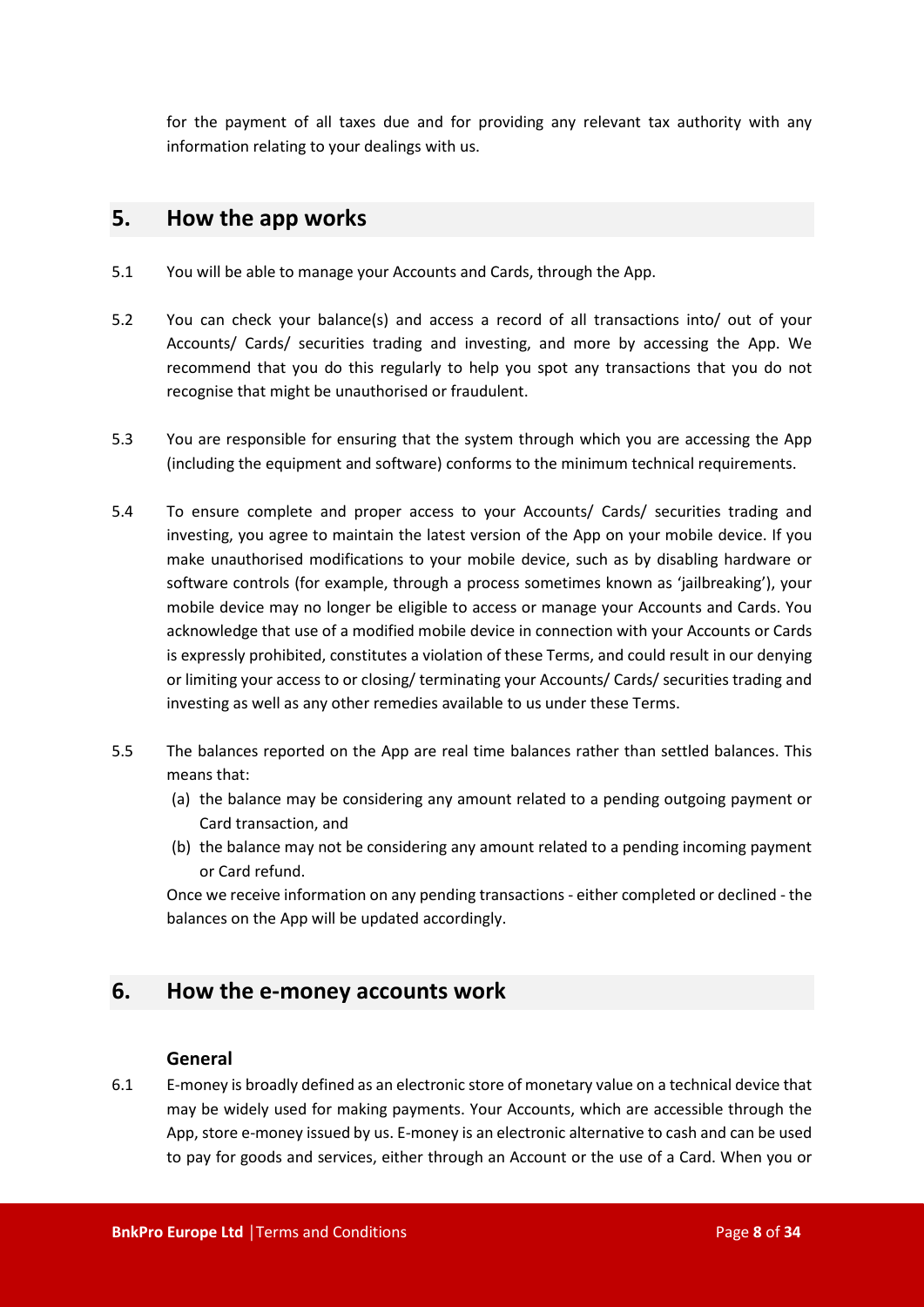for the payment of all taxes due and for providing any relevant tax authority with any information relating to your dealings with us.

## 5. How the app works

5.1 You will be able to manage your Accounts and Cards, through the App.

5.2 You can check your balance(s) and access a record of all transactions into/ out of your Accounts/ Cards/ securities trading and investing, and more by accessing the App. We recommend that you do this regularly to help you spot any transactions that you do not recognise that might be unauthorised or fraudulent.

5.3 You are responsible for ensuring that the system through which you are accessing the App (including the equipment and software) conforms to the minimum technical requirements.

5.4 To ensure complete and proper access to your Accounts/ Cards/ securities trading and investing, you agree to maintain the latest version of the App on your mobile device. If you make unauthorised modifications to your mobile device, such as by disabling hardware or software controls (for example, through a process sometimes known as 'jailbreaking'), your mobile device may no longer be eligible to access or manage your Accounts and Cards. You acknowledge that use of a modified mobile device in connection with your Accounts or Cards is expressly prohibited, constitutes a violation of these Terms, and could result in our denying or limiting your access to or closing/ terminating your Accounts/ Cards/ securities trading and investing as well as any other remedies available to us under these Terms.

5.5 The balances reported on the App are real time balances rather than settled balances. This means that:

(a) the balance may be considering any amount related to a pending outgoing payment or Card transaction, and

(b) the balance may not be considering any amount related to a pending incoming payment or Card refund.

Once we receive information on any pending transactions - either completed or declined - the balances on the App will be updated accordingly.

## 6. How the e-money accounts work

### General

6.1 E-money is broadly defined as an electronic store of monetary value on a technical device that may be widely used for making payments. Your Accounts, which are accessible through the App, store e-money issued by us. E-money is an electronic alternative to cash and can be used to pay for goods and services, either through an Account or the use of a Card. When you or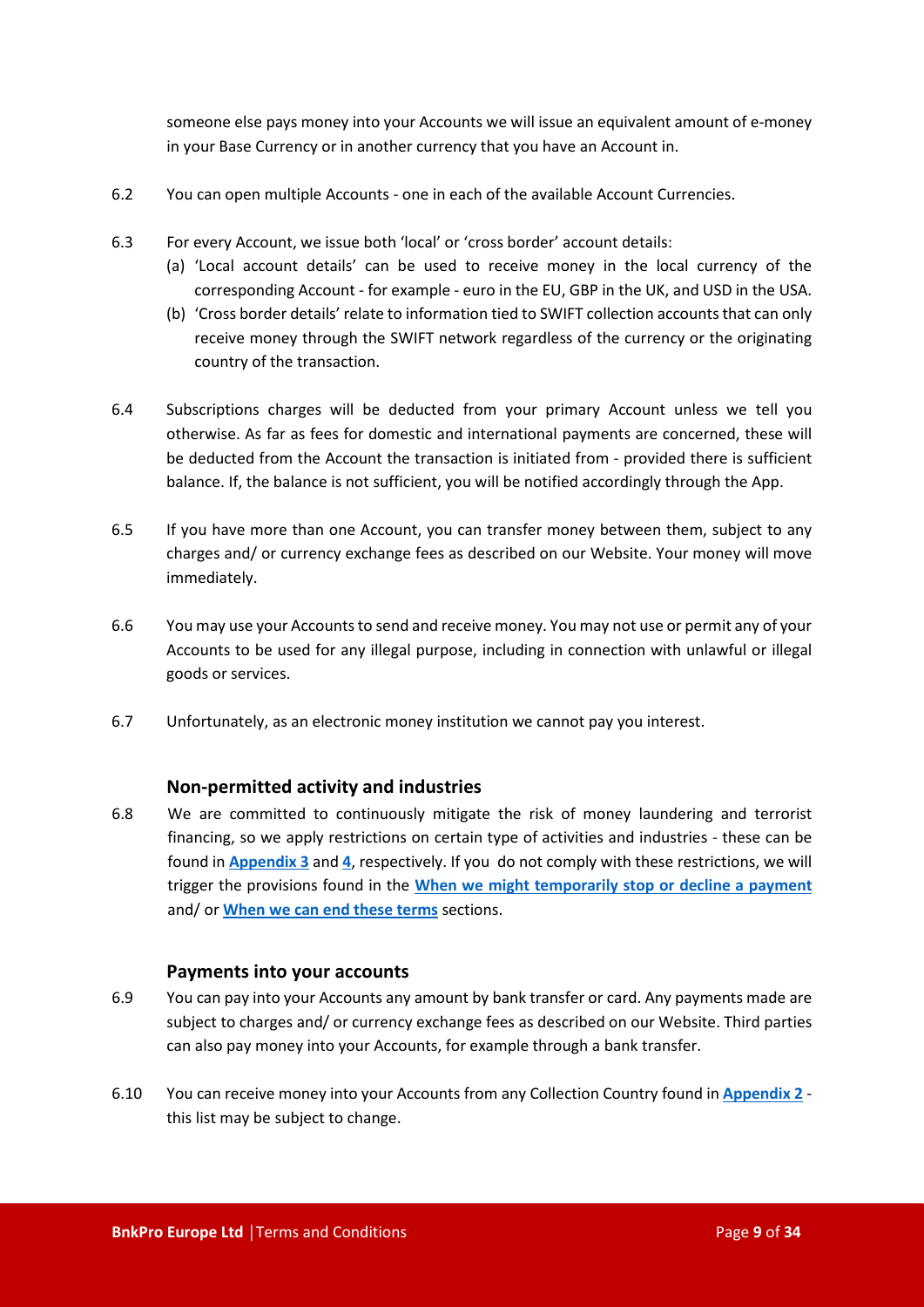someone else pays money into your Accounts we will issue an equivalent amount of e-money in your Base Currency or in another currency that you have an Account in.

6.2 You can open multiple Accounts - one in each of the available Account Currencies.

6.3 For every Account, we issue both 'local' or 'cross border' account details:

(a) 'Local account details' can be used to receive money in the local currency of the corresponding Account - for example - euro in the EU, GBP in the UK, and USD in the USA.

(b) 'Cross border details' relate to information tied to SWIFT collection accounts that can only receive money through the SWIFT network regardless of the currency or the originating country of the transaction.

6.4 Subscriptions charges will be deducted from your primary Account unless we tell you otherwise. As far as fees for domestic and international payments are concerned, these will be deducted from the Account the transaction is initiated from - provided there is sufficient balance. If, the balance is not sufficient, you will be notified accordingly through the App.

6.5 If you have more than one Account, you can transfer money between them, subject to any charges and/ or currency exchange fees as described on our Website. Your money will move immediately.

6.6 You may use your Accounts to send and receive money. You may not use or permit any of your Accounts to be used for any illegal purpose, including in connection with unlawful or illegal goods or services.

6.7 Unfortunately, as an electronic money institution we cannot pay you interest.

### Non-permitted activity and industries

6.8 We are committed to continuously mitigate the risk of money laundering and terrorist financing, so we apply restrictions on certain type of activities and industries - these can be found in **Appendix 3** and **4**, respectively. If you do not comply with these restrictions, we will trigger the provisions found in the **When we might temporarily stop or decline a payment** and/ or **When we can end these terms** sections.

### Payments into your accounts

6.9 You can pay into your Accounts any amount by bank transfer or card. Any payments made are subject to charges and/ or currency exchange fees as described on our Website. Third parties can also pay money into your Accounts, for example through a bank transfer.

6.10 You can receive money into your Accounts from any Collection Country found in **Appendix 2** - this list may be subject to change.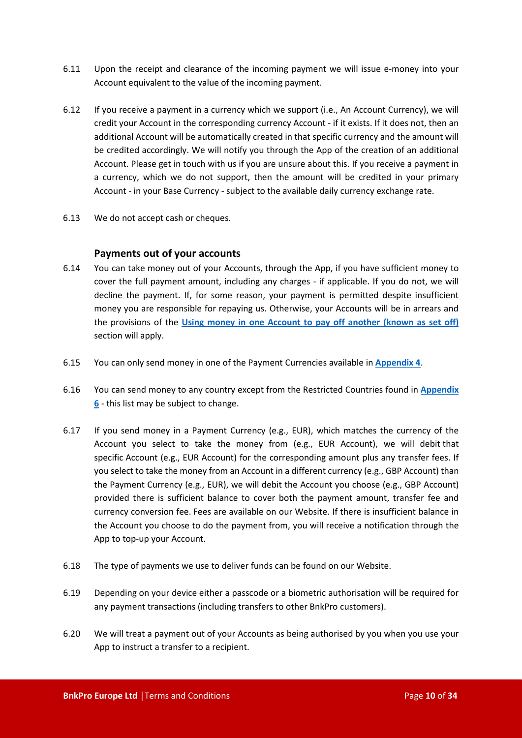6.11 Upon the receipt and clearance of the incoming payment we will issue e-money into your Account equivalent to the value of the incoming payment.

6.12 If you receive a payment in a currency which we support (i.e., An Account Currency), we will credit your Account in the corresponding currency Account - if it exists. If it does not, then an additional Account will be automatically created in that specific currency and the amount will be credited accordingly. We will notify you through the App of the creation of an additional Account. Please get in touch with us if you are unsure about this. If you receive a payment in a currency, which we do not support, then the amount will be credited in your primary Account - in your Base Currency - subject to the available daily currency exchange rate.

6.13 We do not accept cash or cheques.

### Payments out of your accounts

6.14 You can take money out of your Accounts, through the App, if you have sufficient money to cover the full payment amount, including any charges - if applicable. If you do not, we will decline the payment. If, for some reason, your payment is permitted despite insufficient money you are responsible for repaying us. Otherwise, your Accounts will be in arrears and the provisions of the **Using money in one Account to pay off another (known as set off)** section will apply.

6.15 You can only send money in one of the Payment Currencies available in **Appendix 4**.

6.16 You can send money to any country except from the Restricted Countries found in **Appendix 6** - this list may be subject to change.

6.17 If you send money in a Payment Currency (e.g., EUR), which matches the currency of the Account you select to take the money from (e.g., EUR Account), we will debit that specific Account (e.g., EUR Account) for the corresponding amount plus any transfer fees. If you select to take the money from an Account in a different currency (e.g., GBP Account) than the Payment Currency (e.g., EUR), we will debit the Account you choose (e.g., GBP Account) provided there is sufficient balance to cover both the payment amount, transfer fee and currency conversion fee. Fees are available on our Website. If there is insufficient balance in the Account you choose to do the payment from, you will receive a notification through the App to top-up your Account.

6.18 The type of payments we use to deliver funds can be found on our Website.

6.19 Depending on your device either a passcode or a biometric authorisation will be required for any payment transactions (including transfers to other BnkPro customers).

6.20 We will treat a payment out of your Accounts as being authorised by you when you use your App to instruct a transfer to a recipient.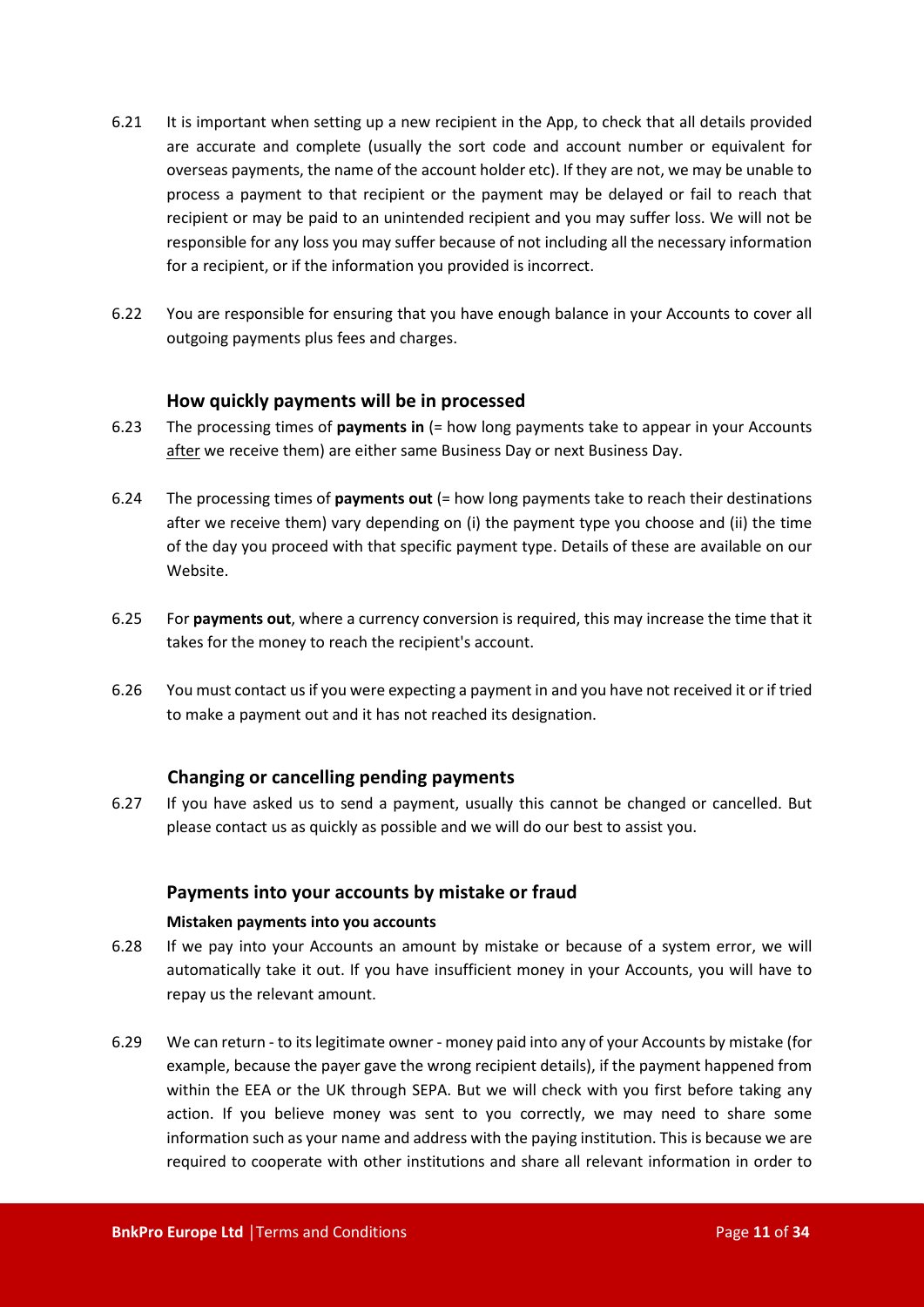6.21 It is important when setting up a new recipient in the App, to check that all details provided are accurate and complete (usually the sort code and account number or equivalent for overseas payments, the name of the account holder etc). If they are not, we may be unable to process a payment to that recipient or the payment may be delayed or fail to reach that recipient or may be paid to an unintended recipient and you may suffer loss. We will not be responsible for any loss you may suffer because of not including all the necessary information for a recipient, or if the information you provided is incorrect.

6.22 You are responsible for ensuring that you have enough balance in your Accounts to cover all outgoing payments plus fees and charges.

### How quickly payments will be in processed

6.23 The processing times of **payments in** (= how long payments take to appear in your Accounts after we receive them) are either same Business Day or next Business Day.

6.24 The processing times of **payments out** (= how long payments take to reach their destinations after we receive them) vary depending on (i) the payment type you choose and (ii) the time of the day you proceed with that specific payment type. Details of these are available on our Website.

6.25 For **payments out**, where a currency conversion is required, this may increase the time that it takes for the money to reach the recipient's account.

6.26 You must contact us if you were expecting a payment in and you have not received it or if tried to make a payment out and it has not reached its designation.

### Changing or cancelling pending payments

6.27 If you have asked us to send a payment, usually this cannot be changed or cancelled. But please contact us as quickly as possible and we will do our best to assist you.

### Payments into your accounts by mistake or fraud

#### Mistaken payments into you accounts

6.28 If we pay into your Accounts an amount by mistake or because of a system error, we will automatically take it out. If you have insufficient money in your Accounts, you will have to repay us the relevant amount.

6.29 We can return - to its legitimate owner - money paid into any of your Accounts by mistake (for example, because the payer gave the wrong recipient details), if the payment happened from within the EEA or the UK through SEPA. But we will check with you first before taking any action. If you believe money was sent to you correctly, we may need to share some information such as your name and address with the paying institution. This is because we are required to cooperate with other institutions and share all relevant information in order to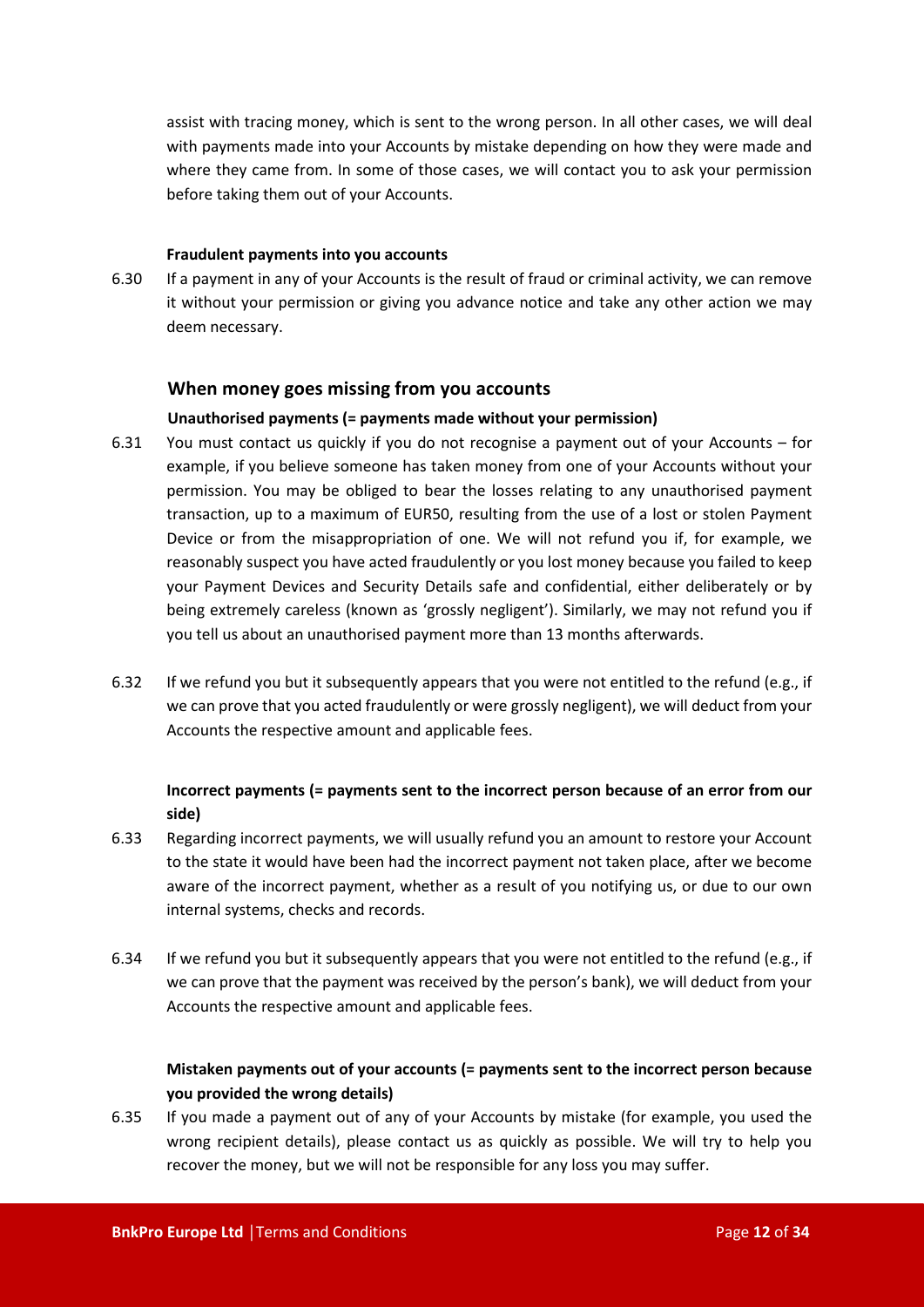assist with tracing money, which is sent to the wrong person. In all other cases, we will deal with payments made into your Accounts by mistake depending on how they were made and where they came from. In some of those cases, we will contact you to ask your permission before taking them out of your Accounts.

**Fraudulent payments into you accounts**

6.30 If a payment in any of your Accounts is the result of fraud or criminal activity, we can remove it without your permission or giving you advance notice and take any other action we may deem necessary.

## When money goes missing from you accounts

**Unauthorised payments (= payments made without your permission)**

6.31 You must contact us quickly if you do not recognise a payment out of your Accounts – for example, if you believe someone has taken money from one of your Accounts without your permission. You may be obliged to bear the losses relating to any unauthorised payment transaction, up to a maximum of EUR50, resulting from the use of a lost or stolen Payment Device or from the misappropriation of one. We will not refund you if, for example, we reasonably suspect you have acted fraudulently or you lost money because you failed to keep your Payment Devices and Security Details safe and confidential, either deliberately or by being extremely careless (known as 'grossly negligent'). Similarly, we may not refund you if you tell us about an unauthorised payment more than 13 months afterwards.

6.32 If we refund you but it subsequently appears that you were not entitled to the refund (e.g., if we can prove that you acted fraudulently or were grossly negligent), we will deduct from your Accounts the respective amount and applicable fees.

**Incorrect payments (= payments sent to the incorrect person because of an error from our side)**

6.33 Regarding incorrect payments, we will usually refund you an amount to restore your Account to the state it would have been had the incorrect payment not taken place, after we become aware of the incorrect payment, whether as a result of you notifying us, or due to our own internal systems, checks and records.

6.34 If we refund you but it subsequently appears that you were not entitled to the refund (e.g., if we can prove that the payment was received by the person's bank), we will deduct from your Accounts the respective amount and applicable fees.

**Mistaken payments out of your accounts (= payments sent to the incorrect person because you provided the wrong details)**

6.35 If you made a payment out of any of your Accounts by mistake (for example, you used the wrong recipient details), please contact us as quickly as possible. We will try to help you recover the money, but we will not be responsible for any loss you may suffer.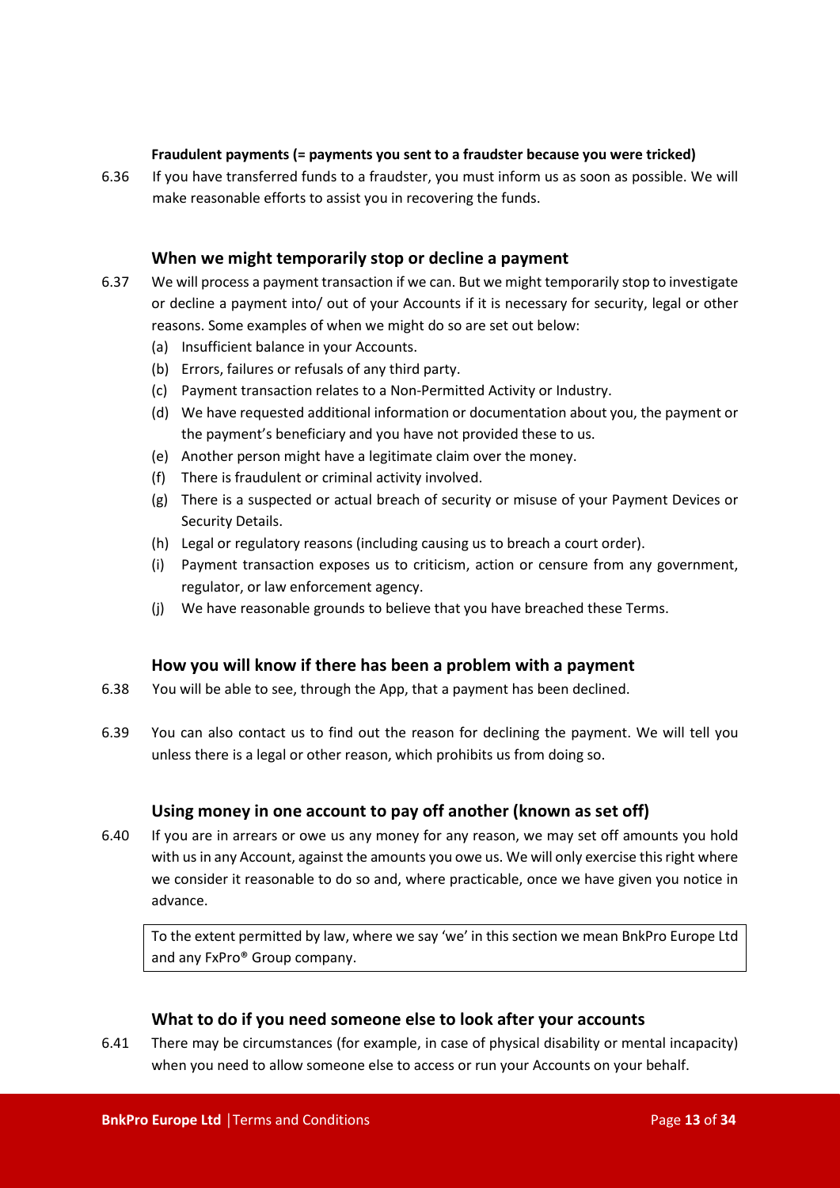**Fraudulent payments (= payments you sent to a fraudster because you were tricked)**

6.36 If you have transferred funds to a fraudster, you must inform us as soon as possible. We will make reasonable efforts to assist you in recovering the funds.

### When we might temporarily stop or decline a payment

6.37 We will process a payment transaction if we can. But we might temporarily stop to investigate or decline a payment into/ out of your Accounts if it is necessary for security, legal or other reasons. Some examples of when we might do so are set out below:

(a) Insufficient balance in your Accounts.

(b) Errors, failures or refusals of any third party.

(c) Payment transaction relates to a Non-Permitted Activity or Industry.

(d) We have requested additional information or documentation about you, the payment or the payment's beneficiary and you have not provided these to us.

(e) Another person might have a legitimate claim over the money.

(f) There is fraudulent or criminal activity involved.

(g) There is a suspected or actual breach of security or misuse of your Payment Devices or Security Details.

(h) Legal or regulatory reasons (including causing us to breach a court order).

(i) Payment transaction exposes us to criticism, action or censure from any government, regulator, or law enforcement agency.

(j) We have reasonable grounds to believe that you have breached these Terms.

### How you will know if there has been a problem with a payment

6.38 You will be able to see, through the App, that a payment has been declined.

6.39 You can also contact us to find out the reason for declining the payment. We will tell you unless there is a legal or other reason, which prohibits us from doing so.

### Using money in one account to pay off another (known as set off)

6.40 If you are in arrears or owe us any money for any reason, we may set off amounts you hold with us in any Account, against the amounts you owe us. We will only exercise this right where we consider it reasonable to do so and, where practicable, once we have given you notice in advance.

> To the extent permitted by law, where we say 'we' in this section we mean BnkPro Europe Ltd and any FxPro® Group company.

### What to do if you need someone else to look after your accounts

6.41 There may be circumstances (for example, in case of physical disability or mental incapacity) when you need to allow someone else to access or run your Accounts on your behalf.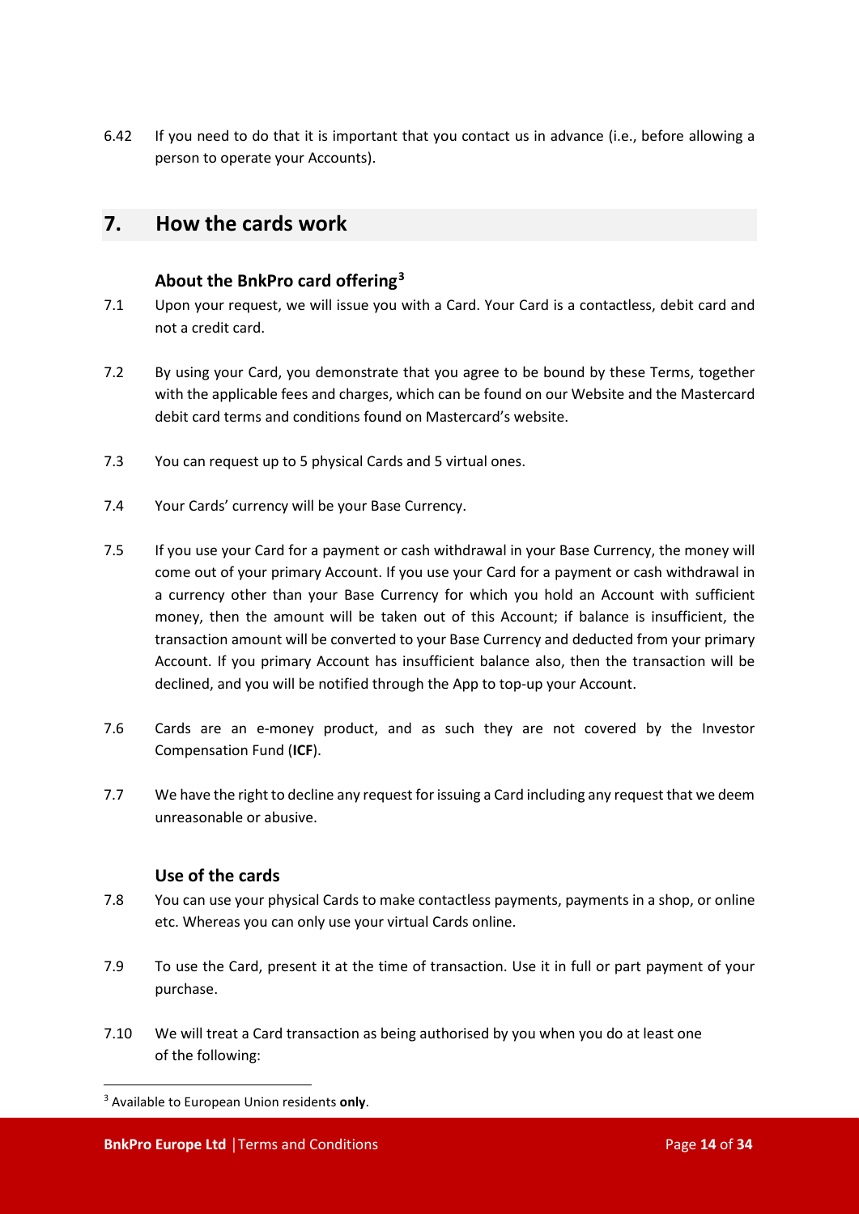6.42 If you need to do that it is important that you contact us in advance (i.e., before allowing a person to operate your Accounts).

## 7. How the cards work

### About the BnkPro card offering[3]

7.1 Upon your request, we will issue you with a Card. Your Card is a contactless, debit card and not a credit card.

7.2 By using your Card, you demonstrate that you agree to be bound by these Terms, together with the applicable fees and charges, which can be found on our Website and the Mastercard debit card terms and conditions found on Mastercard's website.

7.3 You can request up to 5 physical Cards and 5 virtual ones.

7.4 Your Cards' currency will be your Base Currency.

7.5 If you use your Card for a payment or cash withdrawal in your Base Currency, the money will come out of your primary Account. If you use your Card for a payment or cash withdrawal in a currency other than your Base Currency for which you hold an Account with sufficient money, then the amount will be taken out of this Account; if balance is insufficient, the transaction amount will be converted to your Base Currency and deducted from your primary Account. If you primary Account has insufficient balance also, then the transaction will be declined, and you will be notified through the App to top-up your Account.

7.6 Cards are an e-money product, and as such they are not covered by the Investor Compensation Fund (**ICF**).

7.7 We have the right to decline any request for issuing a Card including any request that we deem unreasonable or abusive.

### Use of the cards

7.8 You can use your physical Cards to make contactless payments, payments in a shop, or online etc. Whereas you can only use your virtual Cards online.

7.9 To use the Card, present it at the time of transaction. Use it in full or part payment of your purchase.

7.10 We will treat a Card transaction as being authorised by you when you do at least one of the following:

---

[3] Available to European Union residents **only**.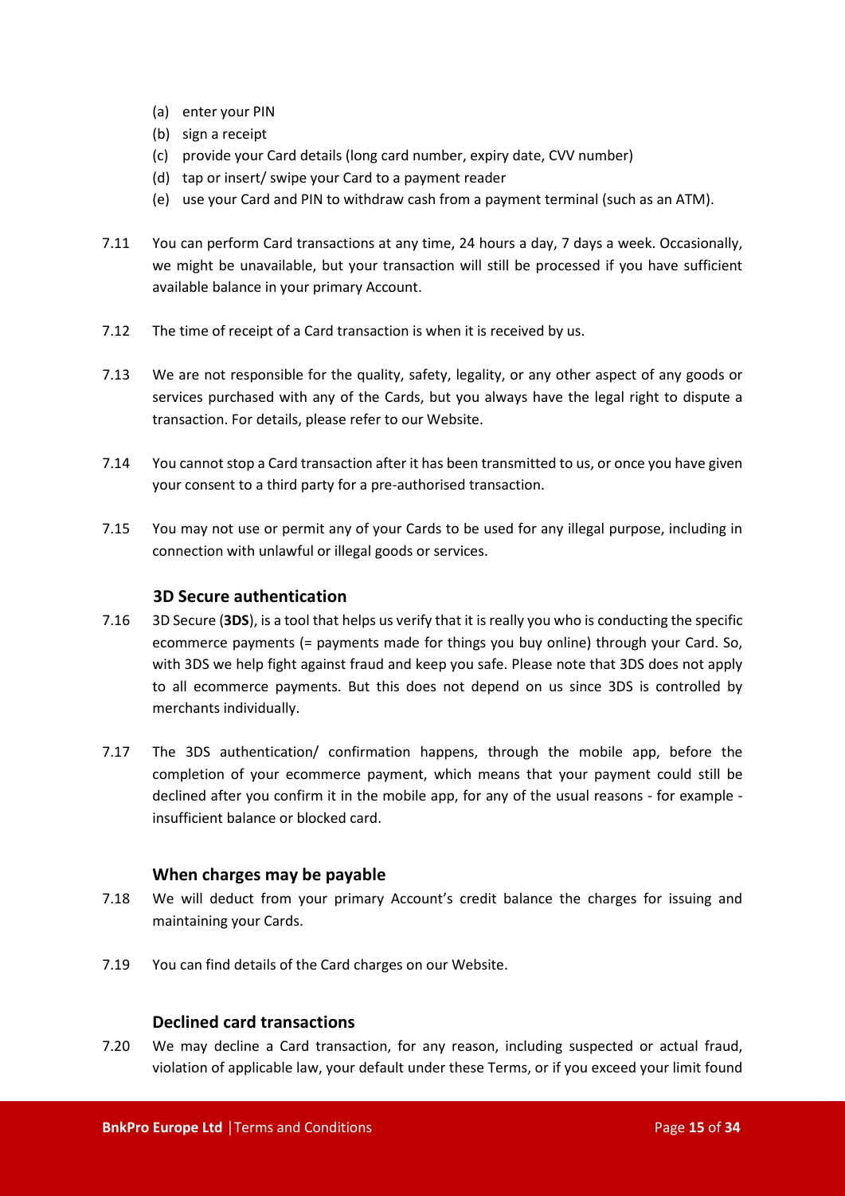(a) enter your PIN
(b) sign a receipt
(c) provide your Card details (long card number, expiry date, CVV number)
(d) tap or insert/ swipe your Card to a payment reader
(e) use your Card and PIN to withdraw cash from a payment terminal (such as an ATM).

7.11 You can perform Card transactions at any time, 24 hours a day, 7 days a week. Occasionally, we might be unavailable, but your transaction will still be processed if you have sufficient available balance in your primary Account.

7.12 The time of receipt of a Card transaction is when it is received by us.

7.13 We are not responsible for the quality, safety, legality, or any other aspect of any goods or services purchased with any of the Cards, but you always have the legal right to dispute a transaction. For details, please refer to our Website.

7.14 You cannot stop a Card transaction after it has been transmitted to us, or once you have given your consent to a third party for a pre-authorised transaction.

7.15 You may not use or permit any of your Cards to be used for any illegal purpose, including in connection with unlawful or illegal goods or services.

### 3D Secure authentication

7.16 3D Secure (**3DS**), is a tool that helps us verify that it is really you who is conducting the specific ecommerce payments (= payments made for things you buy online) through your Card. So, with 3DS we help fight against fraud and keep you safe. Please note that 3DS does not apply to all ecommerce payments. But this does not depend on us since 3DS is controlled by merchants individually.

7.17 The 3DS authentication/ confirmation happens, through the mobile app, before the completion of your ecommerce payment, which means that your payment could still be declined after you confirm it in the mobile app, for any of the usual reasons - for example - insufficient balance or blocked card.

### When charges may be payable

7.18 We will deduct from your primary Account's credit balance the charges for issuing and maintaining your Cards.

7.19 You can find details of the Card charges on our Website.

### Declined card transactions

7.20 We may decline a Card transaction, for any reason, including suspected or actual fraud, violation of applicable law, your default under these Terms, or if you exceed your limit found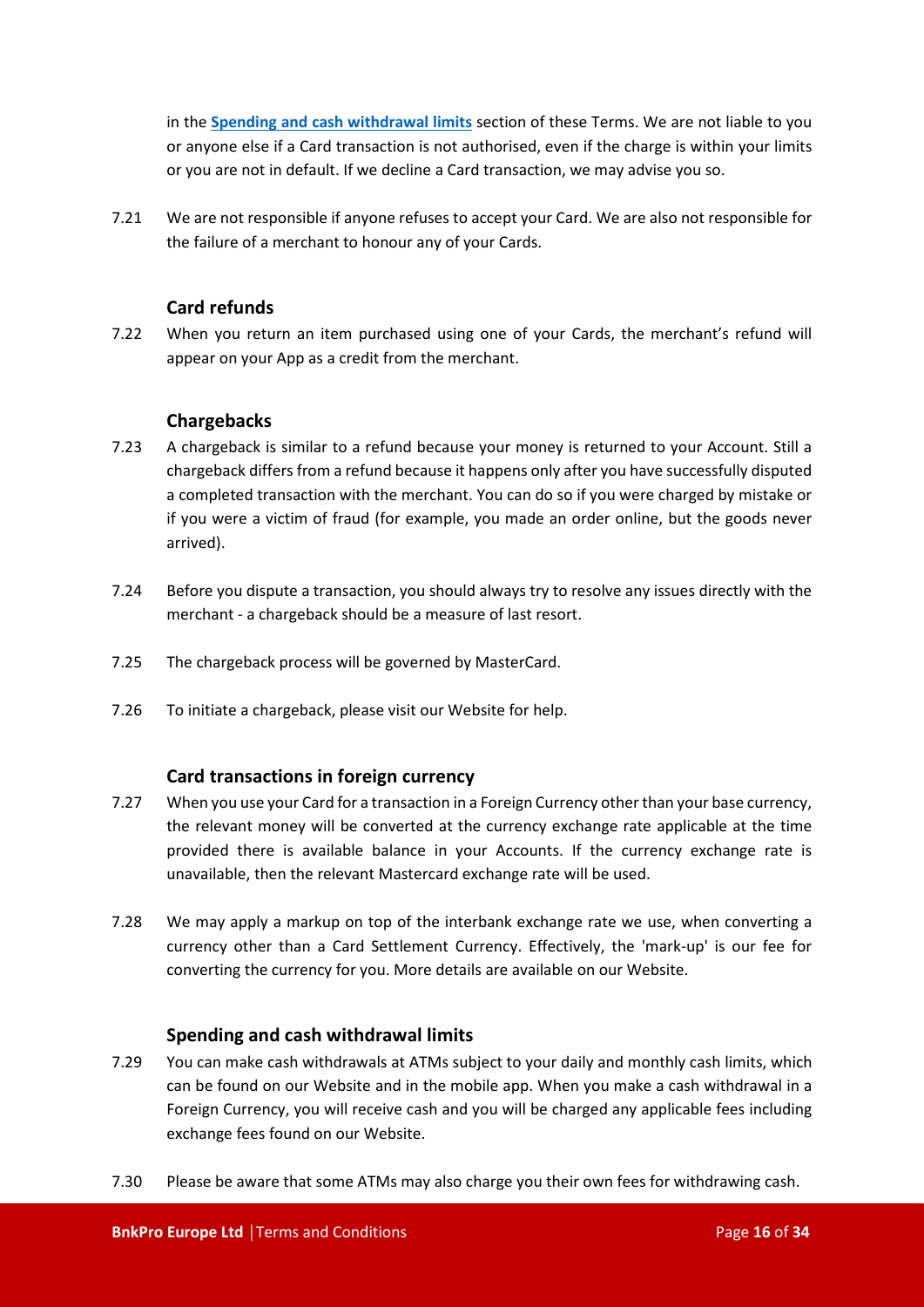in the **Spending and cash withdrawal limits** section of these Terms. We are not liable to you or anyone else if a Card transaction is not authorised, even if the charge is within your limits or you are not in default. If we decline a Card transaction, we may advise you so.

7.21 We are not responsible if anyone refuses to accept your Card. We are also not responsible for the failure of a merchant to honour any of your Cards.

### Card refunds

7.22 When you return an item purchased using one of your Cards, the merchant's refund will appear on your App as a credit from the merchant.

### Chargebacks

7.23 A chargeback is similar to a refund because your money is returned to your Account. Still a chargeback differs from a refund because it happens only after you have successfully disputed a completed transaction with the merchant. You can do so if you were charged by mistake or if you were a victim of fraud (for example, you made an order online, but the goods never arrived).

7.24 Before you dispute a transaction, you should always try to resolve any issues directly with the merchant - a chargeback should be a measure of last resort.

7.25 The chargeback process will be governed by MasterCard.

7.26 To initiate a chargeback, please visit our Website for help.

### Card transactions in foreign currency

7.27 When you use your Card for a transaction in a Foreign Currency other than your base currency, the relevant money will be converted at the currency exchange rate applicable at the time provided there is available balance in your Accounts. If the currency exchange rate is unavailable, then the relevant Mastercard exchange rate will be used.

7.28 We may apply a markup on top of the interbank exchange rate we use, when converting a currency other than a Card Settlement Currency. Effectively, the 'mark-up' is our fee for converting the currency for you. More details are available on our Website.

### Spending and cash withdrawal limits

7.29 You can make cash withdrawals at ATMs subject to your daily and monthly cash limits, which can be found on our Website and in the mobile app. When you make a cash withdrawal in a Foreign Currency, you will receive cash and you will be charged any applicable fees including exchange fees found on our Website.

7.30 Please be aware that some ATMs may also charge you their own fees for withdrawing cash.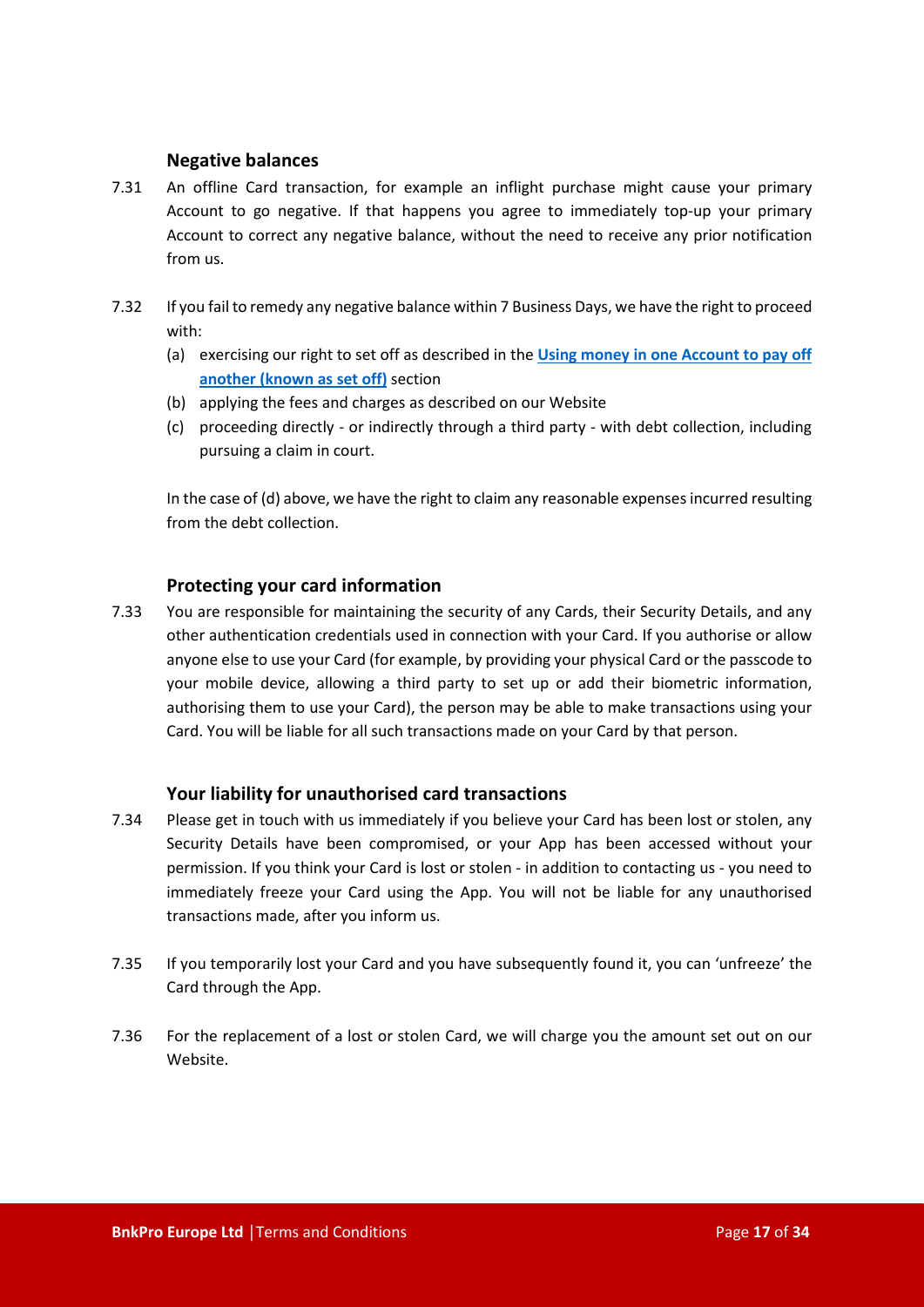### Negative balances

7.31 An offline Card transaction, for example an inflight purchase might cause your primary Account to go negative. If that happens you agree to immediately top-up your primary Account to correct any negative balance, without the need to receive any prior notification from us.

7.32 If you fail to remedy any negative balance within 7 Business Days, we have the right to proceed with:

(a) exercising our right to set off as described in the **Using money in one Account to pay off another (known as set off)** section

(b) applying the fees and charges as described on our Website

(c) proceeding directly - or indirectly through a third party - with debt collection, including pursuing a claim in court.

In the case of (d) above, we have the right to claim any reasonable expenses incurred resulting from the debt collection.

### Protecting your card information

7.33 You are responsible for maintaining the security of any Cards, their Security Details, and any other authentication credentials used in connection with your Card. If you authorise or allow anyone else to use your Card (for example, by providing your physical Card or the passcode to your mobile device, allowing a third party to set up or add their biometric information, authorising them to use your Card), the person may be able to make transactions using your Card. You will be liable for all such transactions made on your Card by that person.

### Your liability for unauthorised card transactions

7.34 Please get in touch with us immediately if you believe your Card has been lost or stolen, any Security Details have been compromised, or your App has been accessed without your permission. If you think your Card is lost or stolen - in addition to contacting us - you need to immediately freeze your Card using the App. You will not be liable for any unauthorised transactions made, after you inform us.

7.35 If you temporarily lost your Card and you have subsequently found it, you can 'unfreeze' the Card through the App.

7.36 For the replacement of a lost or stolen Card, we will charge you the amount set out on our Website.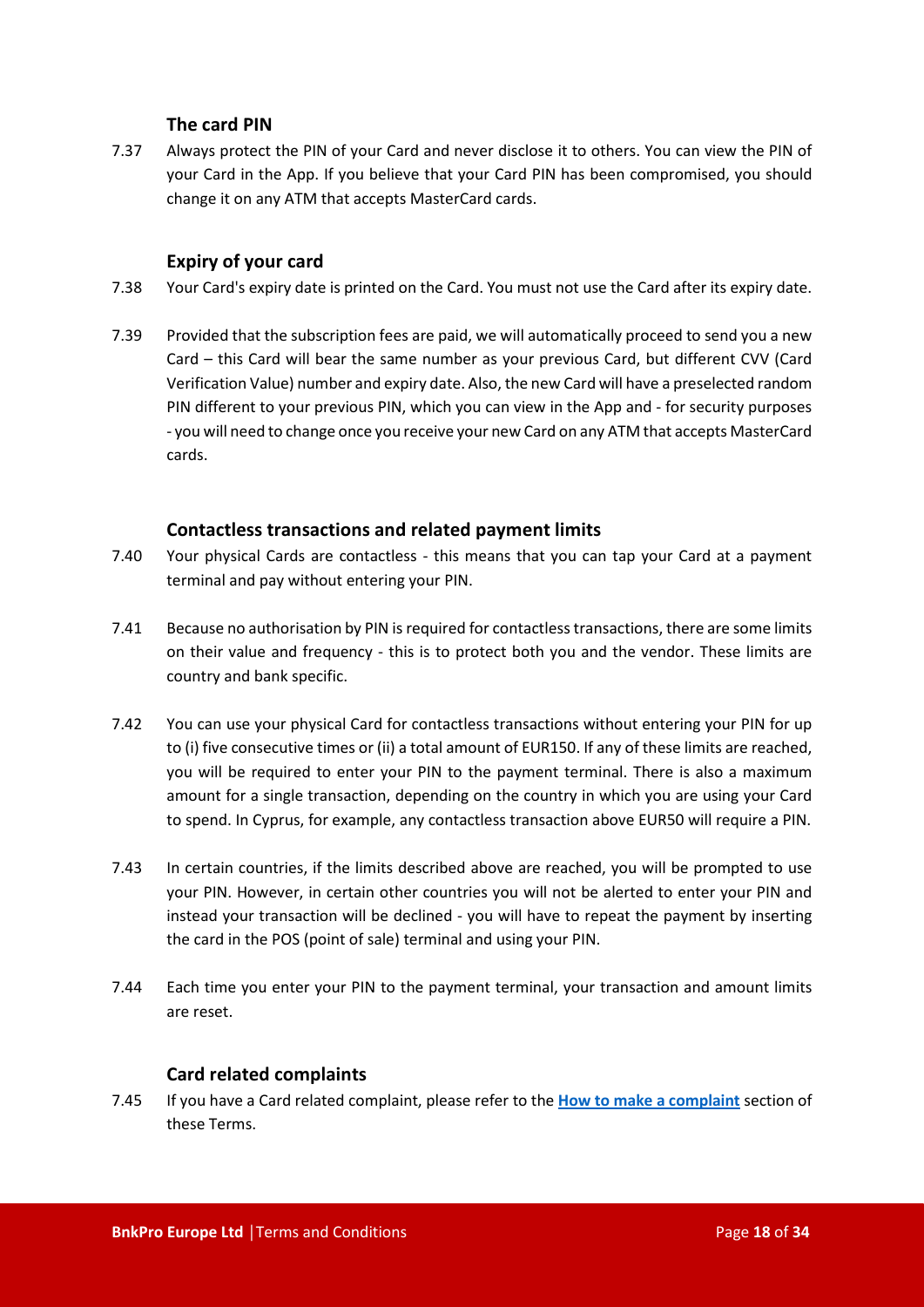### The card PIN

7.37 Always protect the PIN of your Card and never disclose it to others. You can view the PIN of your Card in the App. If you believe that your Card PIN has been compromised, you should change it on any ATM that accepts MasterCard cards.

### Expiry of your card

7.38 Your Card's expiry date is printed on the Card. You must not use the Card after its expiry date.

7.39 Provided that the subscription fees are paid, we will automatically proceed to send you a new Card – this Card will bear the same number as your previous Card, but different CVV (Card Verification Value) number and expiry date. Also, the new Card will have a preselected random PIN different to your previous PIN, which you can view in the App and - for security purposes - you will need to change once you receive your new Card on any ATM that accepts MasterCard cards.

### Contactless transactions and related payment limits

7.40 Your physical Cards are contactless - this means that you can tap your Card at a payment terminal and pay without entering your PIN.

7.41 Because no authorisation by PIN is required for contactless transactions, there are some limits on their value and frequency - this is to protect both you and the vendor. These limits are country and bank specific.

7.42 You can use your physical Card for contactless transactions without entering your PIN for up to (i) five consecutive times or (ii) a total amount of EUR150. If any of these limits are reached, you will be required to enter your PIN to the payment terminal. There is also a maximum amount for a single transaction, depending on the country in which you are using your Card to spend. In Cyprus, for example, any contactless transaction above EUR50 will require a PIN.

7.43 In certain countries, if the limits described above are reached, you will be prompted to use your PIN. However, in certain other countries you will not be alerted to enter your PIN and instead your transaction will be declined - you will have to repeat the payment by inserting the card in the POS (point of sale) terminal and using your PIN.

7.44 Each time you enter your PIN to the payment terminal, your transaction and amount limits are reset.

### Card related complaints

7.45 If you have a Card related complaint, please refer to the **How to make a complaint** section of these Terms.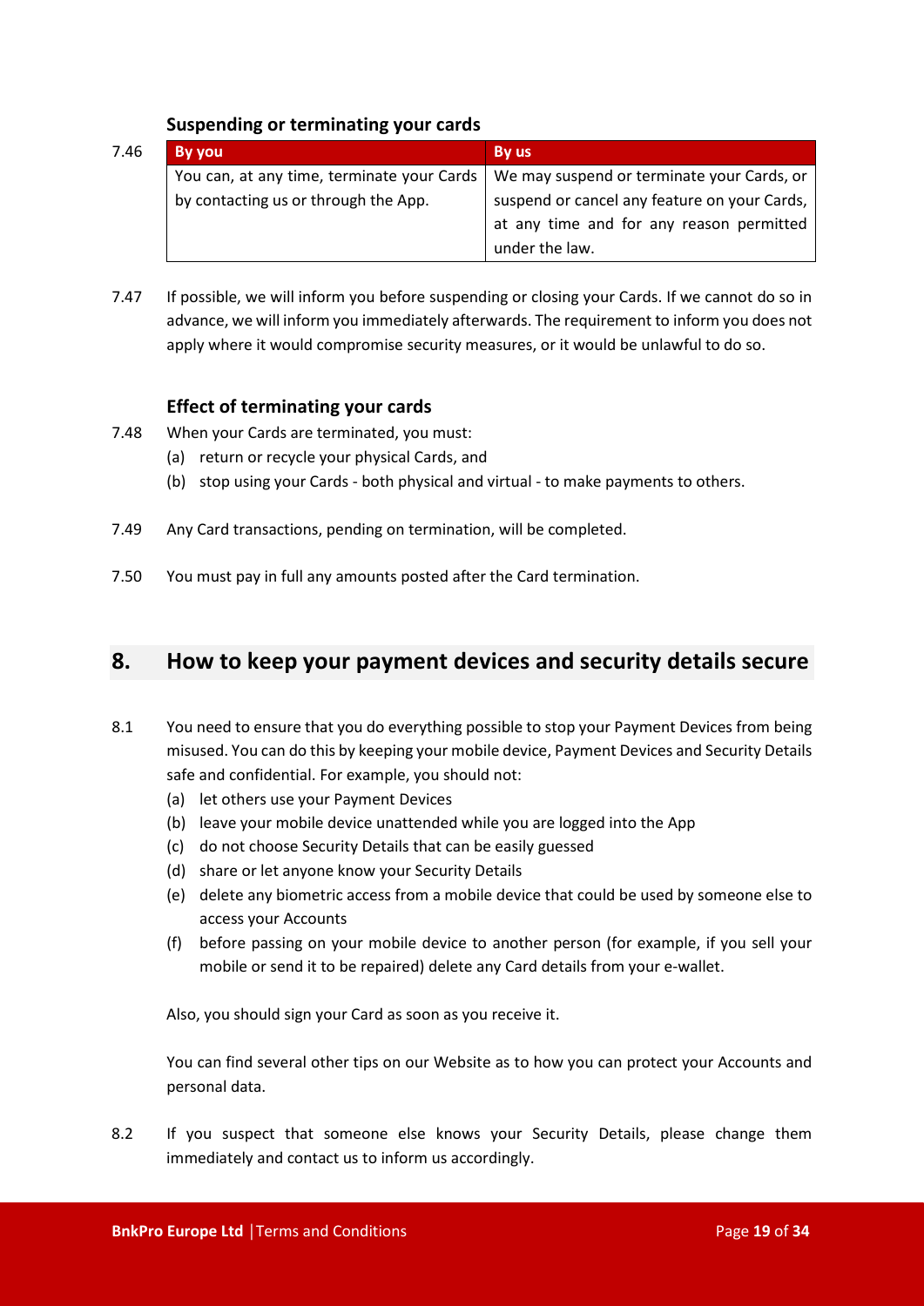### Suspending or terminating your cards

7.46

| By you | By us |
| --- | --- |
| You can, at any time, terminate your Cards by contacting us or through the App. | We may suspend or terminate your Cards, or suspend or cancel any feature on your Cards, at any time and for any reason permitted under the law. |

7.47 If possible, we will inform you before suspending or closing your Cards. If we cannot do so in advance, we will inform you immediately afterwards. The requirement to inform you does not apply where it would compromise security measures, or it would be unlawful to do so.

### Effect of terminating your cards

7.48 When your Cards are terminated, you must:

(a) return or recycle your physical Cards, and

(b) stop using your Cards - both physical and virtual - to make payments to others.

7.49 Any Card transactions, pending on termination, will be completed.

7.50 You must pay in full any amounts posted after the Card termination.

## 8. How to keep your payment devices and security details secure

8.1 You need to ensure that you do everything possible to stop your Payment Devices from being misused. You can do this by keeping your mobile device, Payment Devices and Security Details safe and confidential. For example, you should not:

(a) let others use your Payment Devices

(b) leave your mobile device unattended while you are logged into the App

(c) do not choose Security Details that can be easily guessed

(d) share or let anyone know your Security Details

(e) delete any biometric access from a mobile device that could be used by someone else to access your Accounts

(f) before passing on your mobile device to another person (for example, if you sell your mobile or send it to be repaired) delete any Card details from your e-wallet.

Also, you should sign your Card as soon as you receive it.

You can find several other tips on our Website as to how you can protect your Accounts and personal data.

8.2 If you suspect that someone else knows your Security Details, please change them immediately and contact us to inform us accordingly.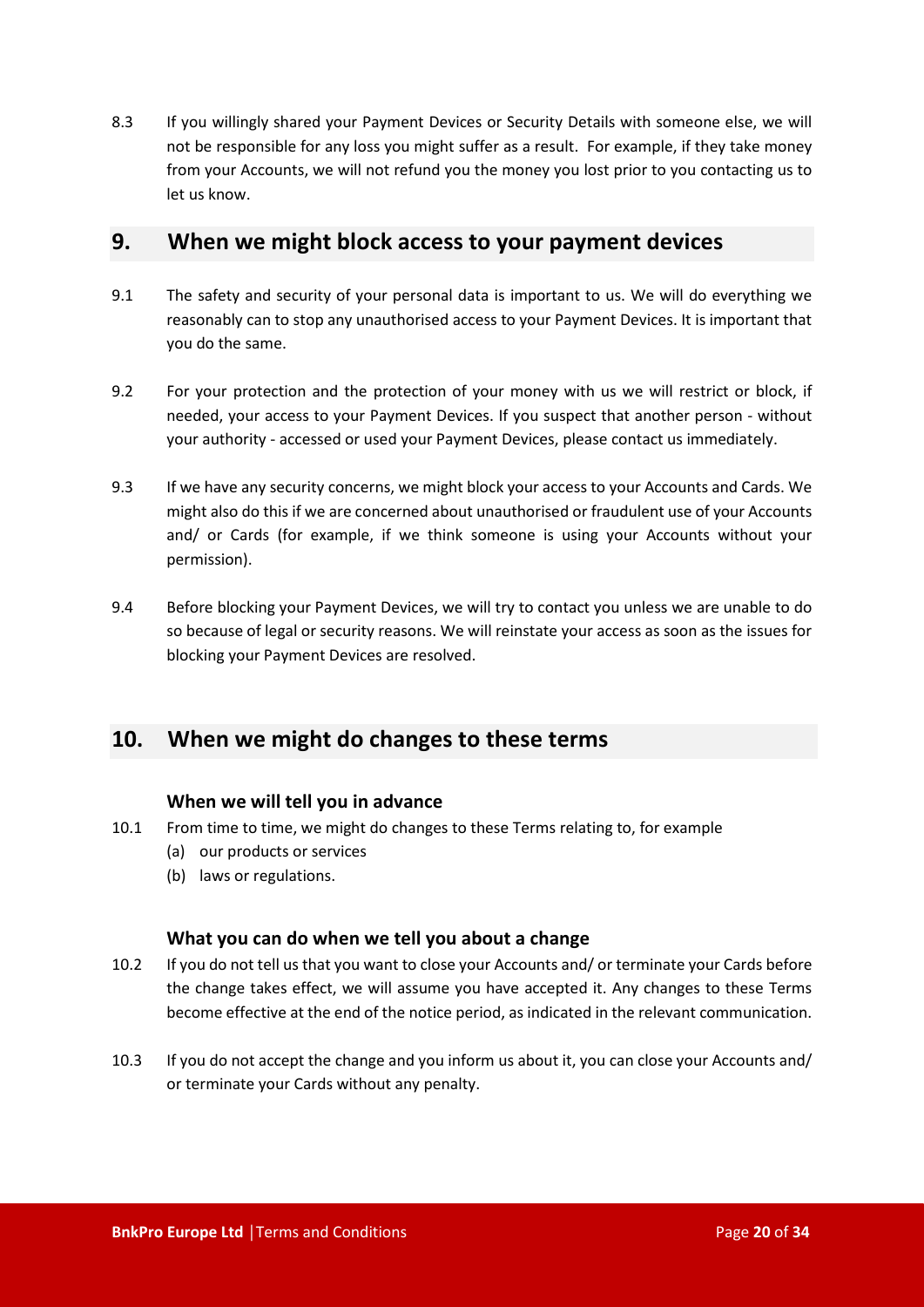8.3 If you willingly shared your Payment Devices or Security Details with someone else, we will not be responsible for any loss you might suffer as a result. For example, if they take money from your Accounts, we will not refund you the money you lost prior to you contacting us to let us know.

## 9. When we might block access to your payment devices

9.1 The safety and security of your personal data is important to us. We will do everything we reasonably can to stop any unauthorised access to your Payment Devices. It is important that you do the same.

9.2 For your protection and the protection of your money with us we will restrict or block, if needed, your access to your Payment Devices. If you suspect that another person - without your authority - accessed or used your Payment Devices, please contact us immediately.

9.3 If we have any security concerns, we might block your access to your Accounts and Cards. We might also do this if we are concerned about unauthorised or fraudulent use of your Accounts and/ or Cards (for example, if we think someone is using your Accounts without your permission).

9.4 Before blocking your Payment Devices, we will try to contact you unless we are unable to do so because of legal or security reasons. We will reinstate your access as soon as the issues for blocking your Payment Devices are resolved.

## 10. When we might do changes to these terms

### When we will tell you in advance

10.1 From time to time, we might do changes to these Terms relating to, for example

(a) our products or services

(b) laws or regulations.

### What you can do when we tell you about a change

10.2 If you do not tell us that you want to close your Accounts and/ or terminate your Cards before the change takes effect, we will assume you have accepted it. Any changes to these Terms become effective at the end of the notice period, as indicated in the relevant communication.

10.3 If you do not accept the change and you inform us about it, you can close your Accounts and/ or terminate your Cards without any penalty.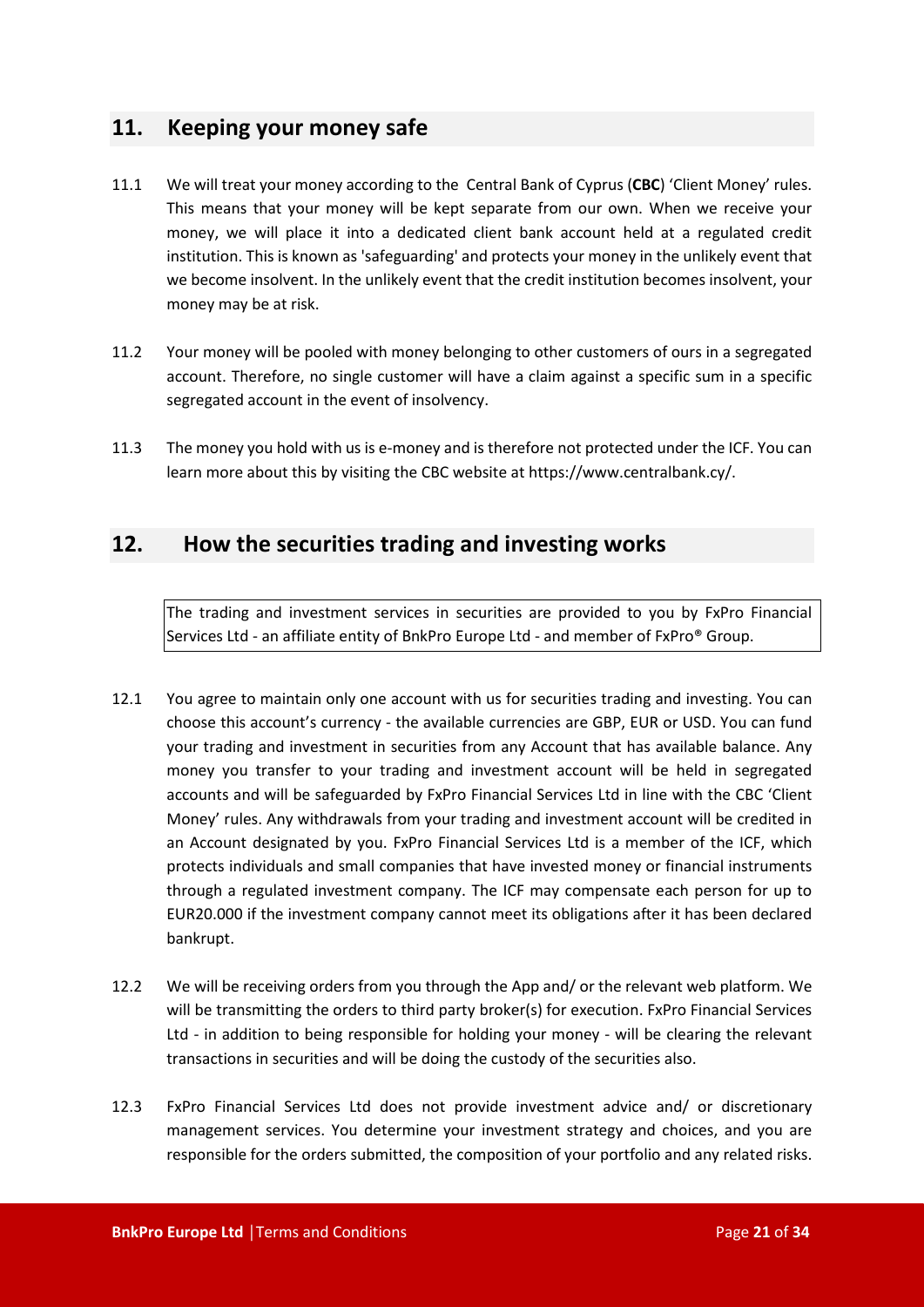## 11. Keeping your money safe

11.1 We will treat your money according to the Central Bank of Cyprus (**CBC**) 'Client Money' rules. This means that your money will be kept separate from our own. When we receive your money, we will place it into a dedicated client bank account held at a regulated credit institution. This is known as 'safeguarding' and protects your money in the unlikely event that we become insolvent. In the unlikely event that the credit institution becomes insolvent, your money may be at risk.

11.2 Your money will be pooled with money belonging to other customers of ours in a segregated account. Therefore, no single customer will have a claim against a specific sum in a specific segregated account in the event of insolvency.

11.3 The money you hold with us is e-money and is therefore not protected under the ICF. You can learn more about this by visiting the CBC website at https://www.centralbank.cy/.

## 12. How the securities trading and investing works

The trading and investment services in securities are provided to you by FxPro Financial Services Ltd - an affiliate entity of BnkPro Europe Ltd - and member of FxPro® Group.

12.1 You agree to maintain only one account with us for securities trading and investing. You can choose this account's currency - the available currencies are GBP, EUR or USD. You can fund your trading and investment in securities from any Account that has available balance. Any money you transfer to your trading and investment account will be held in segregated accounts and will be safeguarded by FxPro Financial Services Ltd in line with the CBC 'Client Money' rules. Any withdrawals from your trading and investment account will be credited in an Account designated by you. FxPro Financial Services Ltd is a member of the ICF, which protects individuals and small companies that have invested money or financial instruments through a regulated investment company. The ICF may compensate each person for up to EUR20.000 if the investment company cannot meet its obligations after it has been declared bankrupt.

12.2 We will be receiving orders from you through the App and/ or the relevant web platform. We will be transmitting the orders to third party broker(s) for execution. FxPro Financial Services Ltd - in addition to being responsible for holding your money - will be clearing the relevant transactions in securities and will be doing the custody of the securities also.

12.3 FxPro Financial Services Ltd does not provide investment advice and/ or discretionary management services. You determine your investment strategy and choices, and you are responsible for the orders submitted, the composition of your portfolio and any related risks.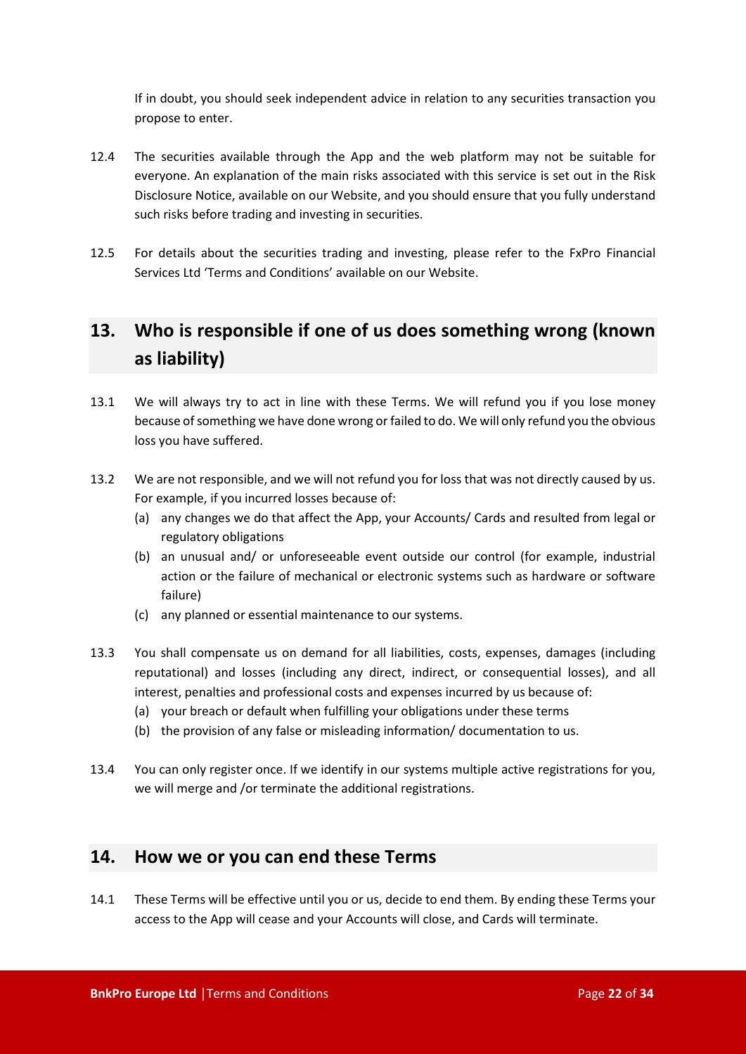If in doubt, you should seek independent advice in relation to any securities transaction you propose to enter.

12.4 The securities available through the App and the web platform may not be suitable for everyone. An explanation of the main risks associated with this service is set out in the Risk Disclosure Notice, available on our Website, and you should ensure that you fully understand such risks before trading and investing in securities.

12.5 For details about the securities trading and investing, please refer to the FxPro Financial Services Ltd 'Terms and Conditions' available on our Website.

## 13. Who is responsible if one of us does something wrong (known as liability)

13.1 We will always try to act in line with these Terms. We will refund you if you lose money because of something we have done wrong or failed to do. We will only refund you the obvious loss you have suffered.

13.2 We are not responsible, and we will not refund you for loss that was not directly caused by us. For example, if you incurred losses because of:

- (a) any changes we do that affect the App, your Accounts/ Cards and resulted from legal or regulatory obligations
- (b) an unusual and/ or unforeseeable event outside our control (for example, industrial action or the failure of mechanical or electronic systems such as hardware or software failure)
- (c) any planned or essential maintenance to our systems.

13.3 You shall compensate us on demand for all liabilities, costs, expenses, damages (including reputational) and losses (including any direct, indirect, or consequential losses), and all interest, penalties and professional costs and expenses incurred by us because of:

- (a) your breach or default when fulfilling your obligations under these terms
- (b) the provision of any false or misleading information/ documentation to us.

13.4 You can only register once. If we identify in our systems multiple active registrations for you, we will merge and /or terminate the additional registrations.

## 14. How we or you can end these Terms

14.1 These Terms will be effective until you or us, decide to end them. By ending these Terms your access to the App will cease and your Accounts will close, and Cards will terminate.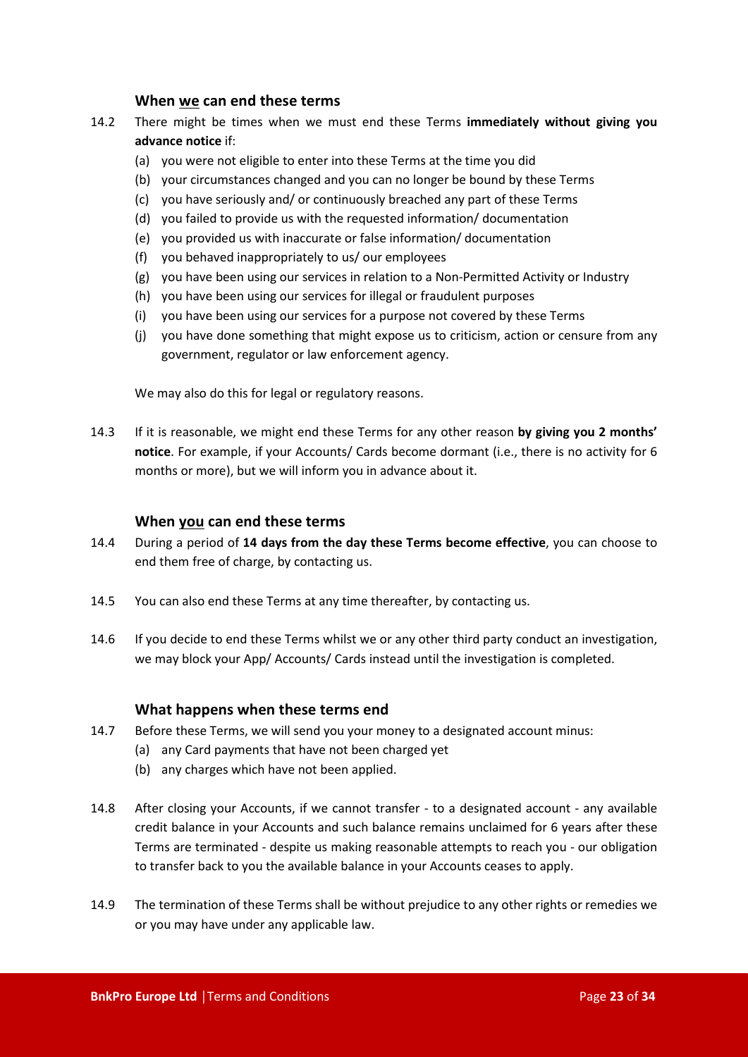### When <u>we</u> can end these terms

14.2 There might be times when we must end these Terms **immediately without giving you advance notice** if:

(a) you were not eligible to enter into these Terms at the time you did
(b) your circumstances changed and you can no longer be bound by these Terms
(c) you have seriously and/ or continuously breached any part of these Terms
(d) you failed to provide us with the requested information/ documentation
(e) you provided us with inaccurate or false information/ documentation
(f) you behaved inappropriately to us/ our employees
(g) you have been using our services in relation to a Non-Permitted Activity or Industry
(h) you have been using our services for illegal or fraudulent purposes
(i) you have been using our services for a purpose not covered by these Terms
(j) you have done something that might expose us to criticism, action or censure from any government, regulator or law enforcement agency.

We may also do this for legal or regulatory reasons.

14.3 If it is reasonable, we might end these Terms for any other reason **by giving you 2 months' notice**. For example, if your Accounts/ Cards become dormant (i.e., there is no activity for 6 months or more), but we will inform you in advance about it.

### When <u>you</u> can end these terms

14.4 During a period of **14 days from the day these Terms become effective**, you can choose to end them free of charge, by contacting us.

14.5 You can also end these Terms at any time thereafter, by contacting us.

14.6 If you decide to end these Terms whilst we or any other third party conduct an investigation, we may block your App/ Accounts/ Cards instead until the investigation is completed.

### What happens when these terms end

14.7 Before these Terms, we will send you your money to a designated account minus:

(a) any Card payments that have not been charged yet
(b) any charges which have not been applied.

14.8 After closing your Accounts, if we cannot transfer - to a designated account - any available credit balance in your Accounts and such balance remains unclaimed for 6 years after these Terms are terminated - despite us making reasonable attempts to reach you - our obligation to transfer back to you the available balance in your Accounts ceases to apply.

14.9 The termination of these Terms shall be without prejudice to any other rights or remedies we or you may have under any applicable law.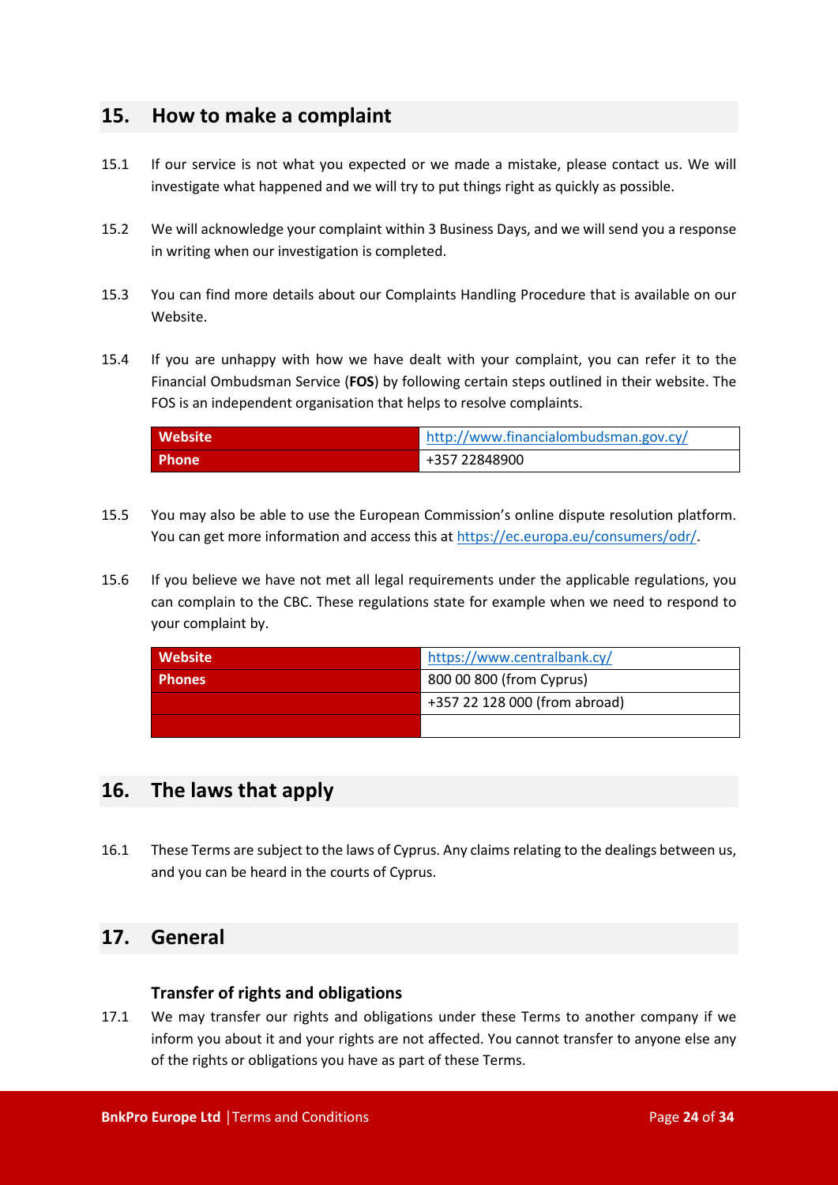## 15. How to make a complaint

15.1 If our service is not what you expected or we made a mistake, please contact us. We will investigate what happened and we will try to put things right as quickly as possible.

15.2 We will acknowledge your complaint within 3 Business Days, and we will send you a response in writing when our investigation is completed.

15.3 You can find more details about our Complaints Handling Procedure that is available on our Website.

15.4 If you are unhappy with how we have dealt with your complaint, you can refer it to the Financial Ombudsman Service (**FOS**) by following certain steps outlined in their website. The FOS is an independent organisation that helps to resolve complaints.

| **Website** | http://www.financialombudsman.gov.cy/ |
|---|---|
| **Phone** | +357 22848900 |

15.5 You may also be able to use the European Commission's online dispute resolution platform. You can get more information and access this at https://ec.europa.eu/consumers/odr/.

15.6 If you believe we have not met all legal requirements under the applicable regulations, you can complain to the CBC. These regulations state for example when we need to respond to your complaint by.

| **Website** | https://www.centralbank.cy/ |
|---|---|
| **Phones** | 800 00 800 (from Cyprus) |
| | +357 22 128 000 (from abroad) |
| | |

## 16. The laws that apply

16.1 These Terms are subject to the laws of Cyprus. Any claims relating to the dealings between us, and you can be heard in the courts of Cyprus.

## 17. General

### Transfer of rights and obligations

17.1 We may transfer our rights and obligations under these Terms to another company if we inform you about it and your rights are not affected. You cannot transfer to anyone else any of the rights or obligations you have as part of these Terms.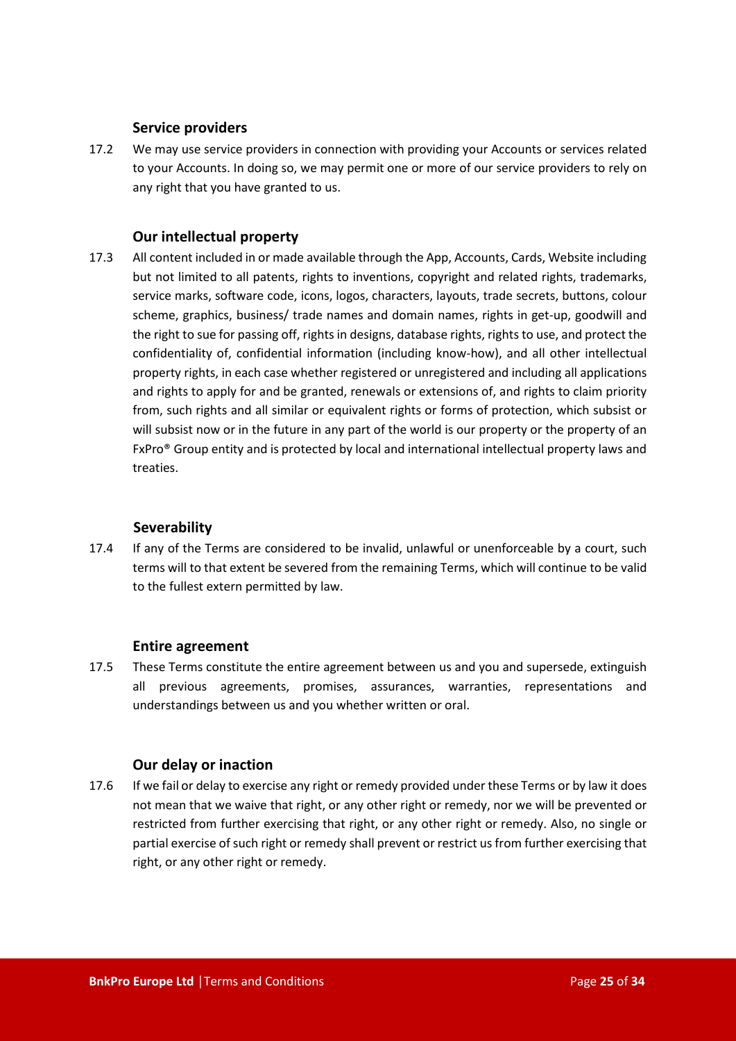### Service providers

17.2 We may use service providers in connection with providing your Accounts or services related to your Accounts. In doing so, we may permit one or more of our service providers to rely on any right that you have granted to us.

### Our intellectual property

17.3 All content included in or made available through the App, Accounts, Cards, Website including but not limited to all patents, rights to inventions, copyright and related rights, trademarks, service marks, software code, icons, logos, characters, layouts, trade secrets, buttons, colour scheme, graphics, business/ trade names and domain names, rights in get-up, goodwill and the right to sue for passing off, rights in designs, database rights, rights to use, and protect the confidentiality of, confidential information (including know-how), and all other intellectual property rights, in each case whether registered or unregistered and including all applications and rights to apply for and be granted, renewals or extensions of, and rights to claim priority from, such rights and all similar or equivalent rights or forms of protection, which subsist or will subsist now or in the future in any part of the world is our property or the property of an FxPro® Group entity and is protected by local and international intellectual property laws and treaties.

### Severability

17.4 If any of the Terms are considered to be invalid, unlawful or unenforceable by a court, such terms will to that extent be severed from the remaining Terms, which will continue to be valid to the fullest extern permitted by law.

### Entire agreement

17.5 These Terms constitute the entire agreement between us and you and supersede, extinguish all previous agreements, promises, assurances, warranties, representations and understandings between us and you whether written or oral.

### Our delay or inaction

17.6 If we fail or delay to exercise any right or remedy provided under these Terms or by law it does not mean that we waive that right, or any other right or remedy, nor we will be prevented or restricted from further exercising that right, or any other right or remedy. Also, no single or partial exercise of such right or remedy shall prevent or restrict us from further exercising that right, or any other right or remedy.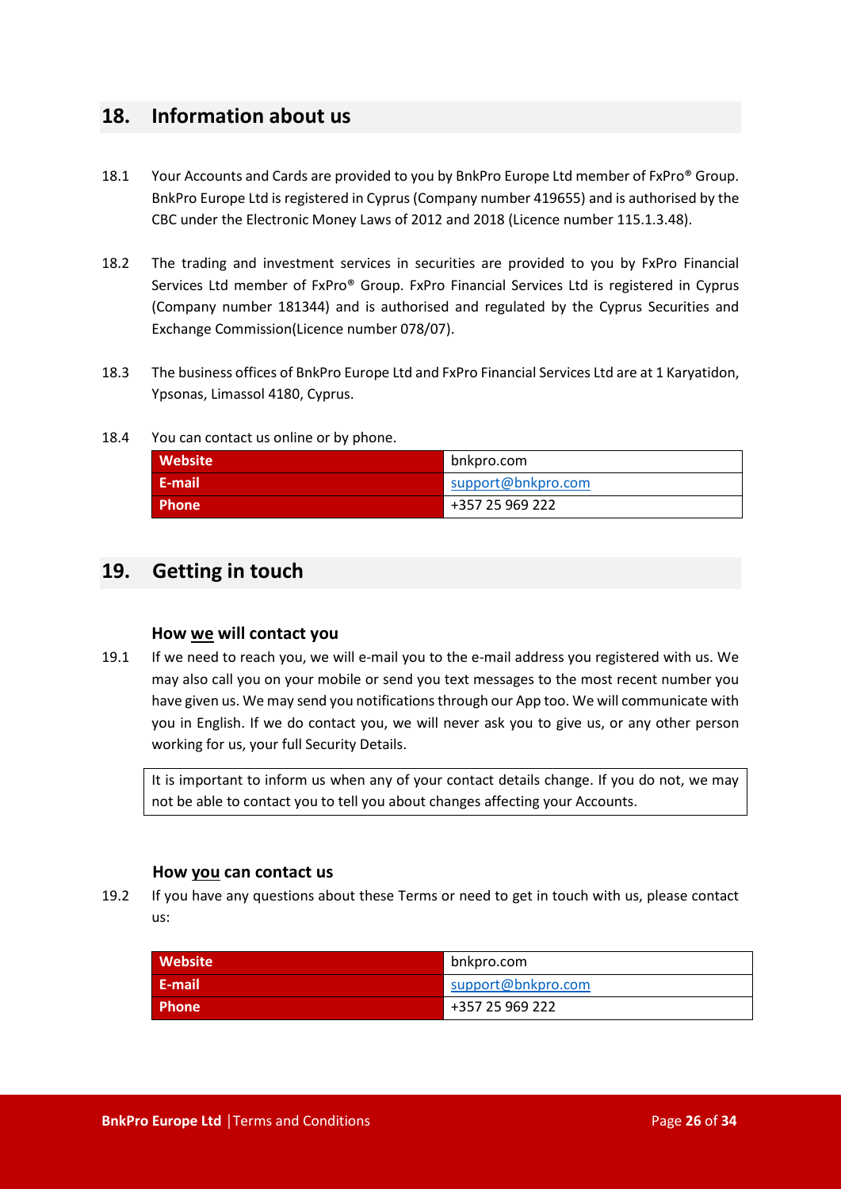## 18. Information about us

18.1 Your Accounts and Cards are provided to you by BnkPro Europe Ltd member of FxPro® Group. BnkPro Europe Ltd is registered in Cyprus (Company number 419655) and is authorised by the CBC under the Electronic Money Laws of 2012 and 2018 (Licence number 115.1.3.48).

18.2 The trading and investment services in securities are provided to you by FxPro Financial Services Ltd member of FxPro® Group. FxPro Financial Services Ltd is registered in Cyprus (Company number 181344) and is authorised and regulated by the Cyprus Securities and Exchange Commission(Licence number 078/07).

18.3 The business offices of BnkPro Europe Ltd and FxPro Financial Services Ltd are at 1 Karyatidon, Ypsonas, Limassol 4180, Cyprus.

18.4 You can contact us online or by phone.

| | |
|---|---|
| **Website** | bnkpro.com |
| **E-mail** | support@bnkpro.com |
| **Phone** | +357 25 969 222 |

## 19. Getting in touch

### How we will contact you

19.1 If we need to reach you, we will e-mail you to the e-mail address you registered with us. We may also call you on your mobile or send you text messages to the most recent number you have given us. We may send you notifications through our App too. We will communicate with you in English. If we do contact you, we will never ask you to give us, or any other person working for us, your full Security Details.

It is important to inform us when any of your contact details change. If you do not, we may not be able to contact you to tell you about changes affecting your Accounts.

### How you can contact us

19.2 If you have any questions about these Terms or need to get in touch with us, please contact us:

| | |
|---|---|
| **Website** | bnkpro.com |
| **E-mail** | support@bnkpro.com |
| **Phone** | +357 25 969 222 |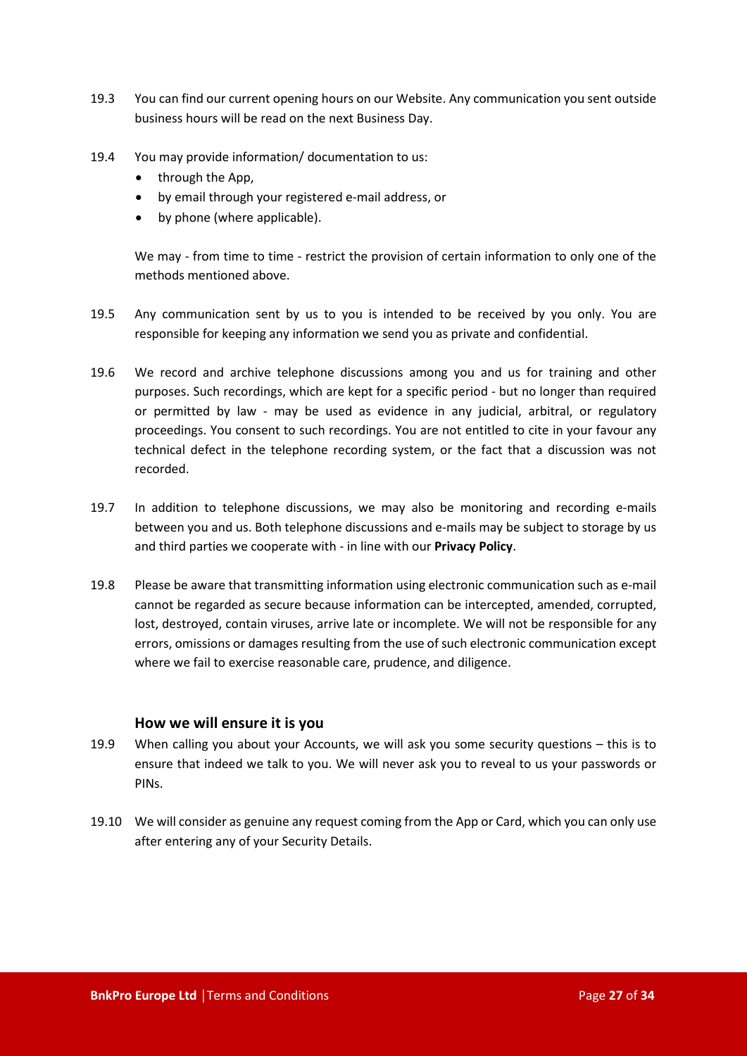19.3 You can find our current opening hours on our Website. Any communication you sent outside business hours will be read on the next Business Day.

19.4 You may provide information/ documentation to us:

- through the App,
- by email through your registered e-mail address, or
- by phone (where applicable).

We may - from time to time - restrict the provision of certain information to only one of the methods mentioned above.

19.5 Any communication sent by us to you is intended to be received by you only. You are responsible for keeping any information we send you as private and confidential.

19.6 We record and archive telephone discussions among you and us for training and other purposes. Such recordings, which are kept for a specific period - but no longer than required or permitted by law - may be used as evidence in any judicial, arbitral, or regulatory proceedings. You consent to such recordings. You are not entitled to cite in your favour any technical defect in the telephone recording system, or the fact that a discussion was not recorded.

19.7 In addition to telephone discussions, we may also be monitoring and recording e-mails between you and us. Both telephone discussions and e-mails may be subject to storage by us and third parties we cooperate with - in line with our **Privacy Policy**.

19.8 Please be aware that transmitting information using electronic communication such as e-mail cannot be regarded as secure because information can be intercepted, amended, corrupted, lost, destroyed, contain viruses, arrive late or incomplete. We will not be responsible for any errors, omissions or damages resulting from the use of such electronic communication except where we fail to exercise reasonable care, prudence, and diligence.

### How we will ensure it is you

19.9 When calling you about your Accounts, we will ask you some security questions – this is to ensure that indeed we talk to you. We will never ask you to reveal to us your passwords or PINs.

19.10 We will consider as genuine any request coming from the App or Card, which you can only use after entering any of your Security Details.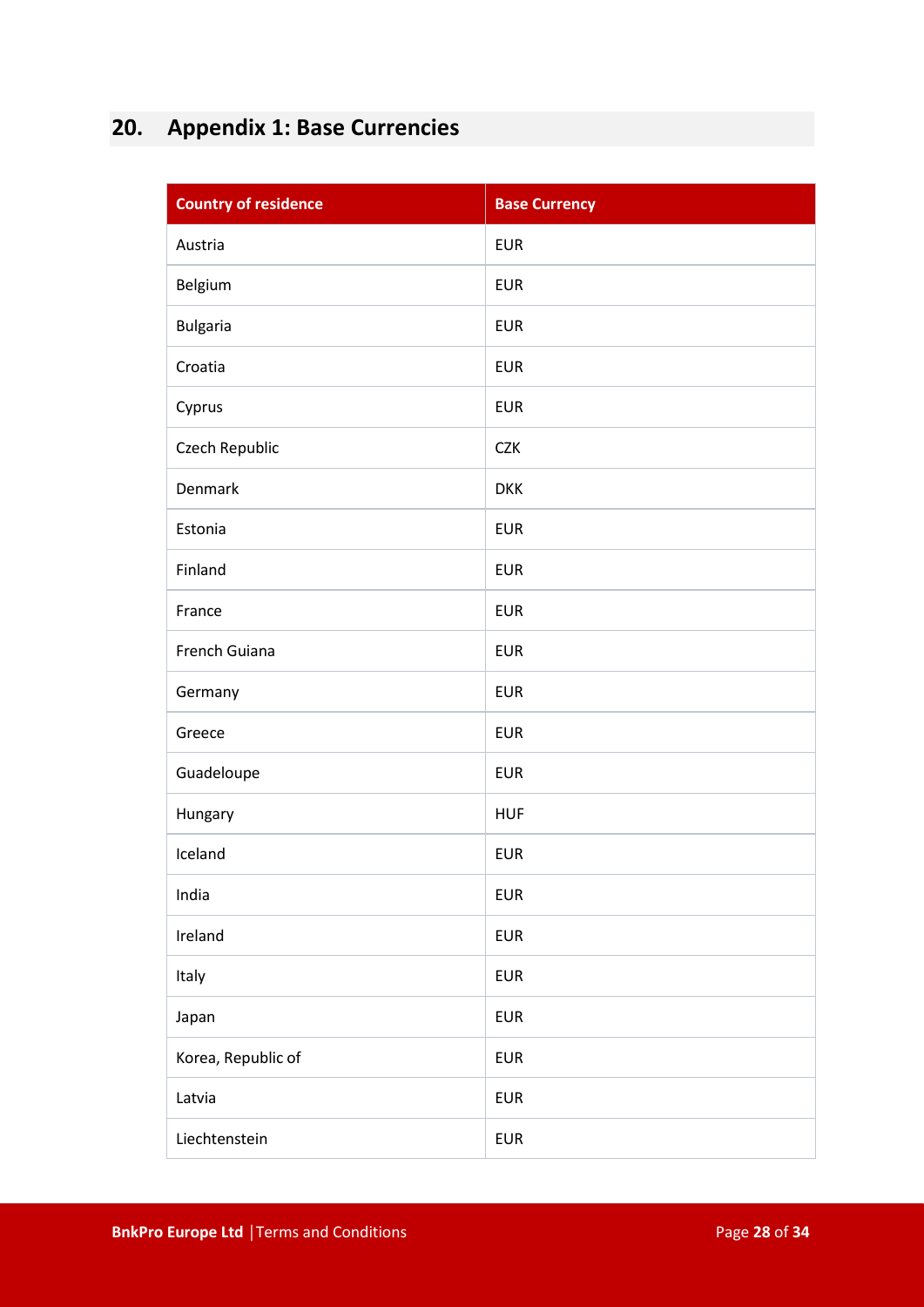## 20. Appendix 1: Base Currencies

| Country of residence | Base Currency |
| --- | --- |
| Austria | EUR |
| Belgium | EUR |
| Bulgaria | EUR |
| Croatia | EUR |
| Cyprus | EUR |
| Czech Republic | CZK |
| Denmark | DKK |
| Estonia | EUR |
| Finland | EUR |
| France | EUR |
| French Guiana | EUR |
| Germany | EUR |
| Greece | EUR |
| Guadeloupe | EUR |
| Hungary | HUF |
| Iceland | EUR |
| India | EUR |
| Ireland | EUR |
| Italy | EUR |
| Japan | EUR |
| Korea, Republic of | EUR |
| Latvia | EUR |
| Liechtenstein | EUR |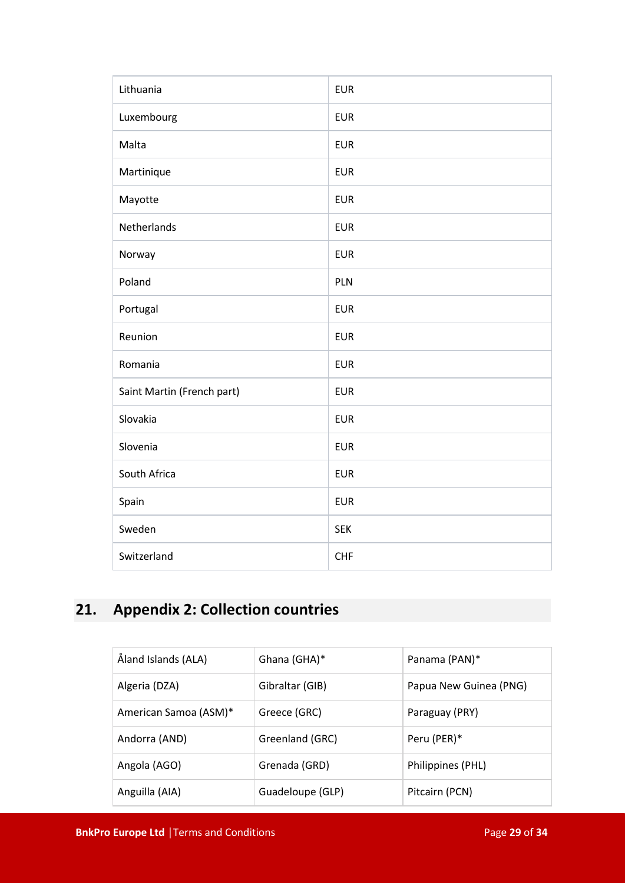| | |
|---|---|
| Lithuania | EUR |
| Luxembourg | EUR |
| Malta | EUR |
| Martinique | EUR |
| Mayotte | EUR |
| Netherlands | EUR |
| Norway | EUR |
| Poland | PLN |
| Portugal | EUR |
| Reunion | EUR |
| Romania | EUR |
| Saint Martin (French part) | EUR |
| Slovakia | EUR |
| Slovenia | EUR |
| South Africa | EUR |
| Spain | EUR |
| Sweden | SEK |
| Switzerland | CHF |

## 21. Appendix 2: Collection countries

| | | |
|---|---|---|
| Åland Islands (ALA) | Ghana (GHA)* | Panama (PAN)* |
| Algeria (DZA) | Gibraltar (GIB) | Papua New Guinea (PNG) |
| American Samoa (ASM)* | Greece (GRC) | Paraguay (PRY) |
| Andorra (AND) | Greenland (GRC) | Peru (PER)* |
| Angola (AGO) | Grenada (GRD) | Philippines (PHL) |
| Anguilla (AIA) | Guadeloupe (GLP) | Pitcairn (PCN) |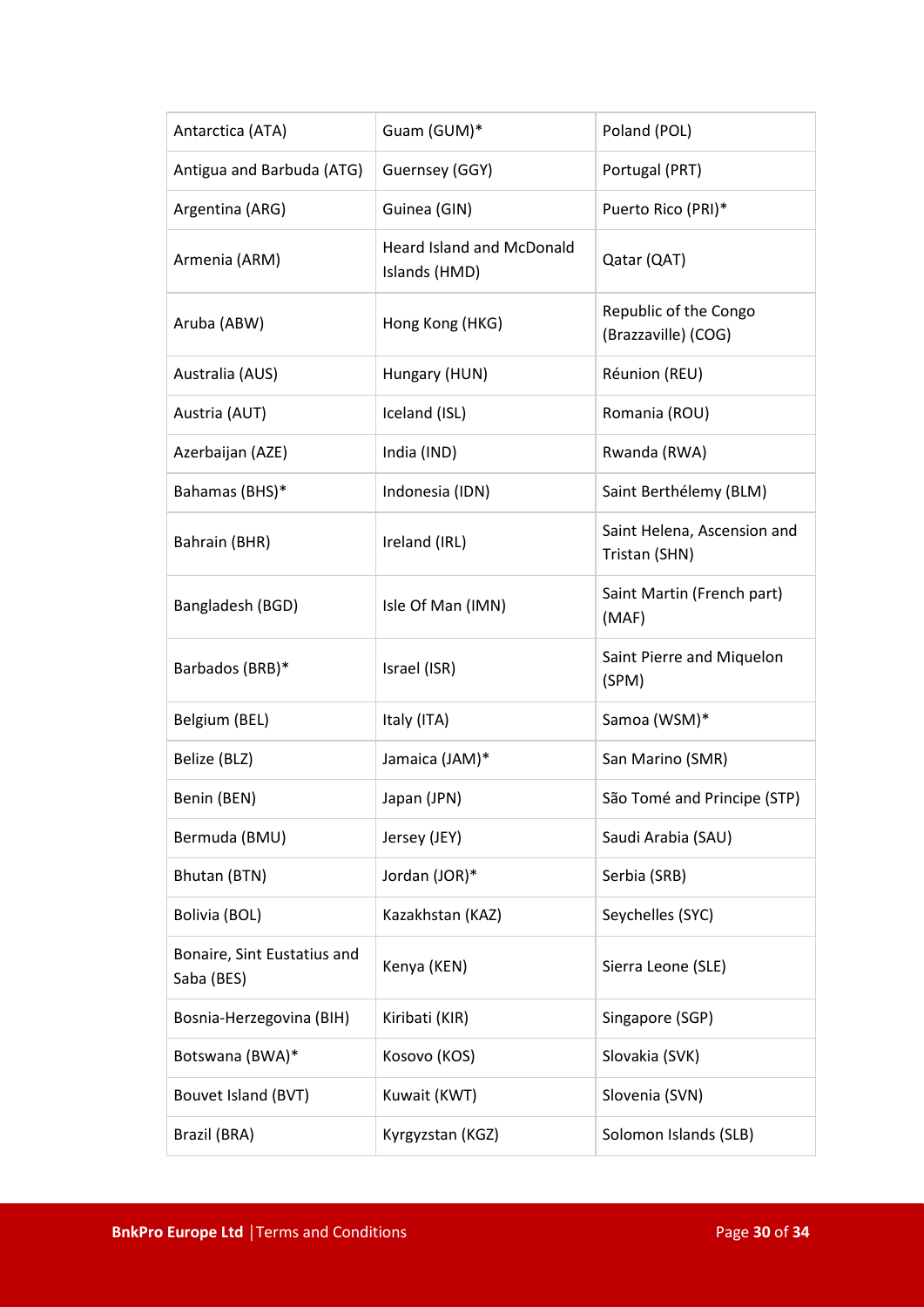| Antarctica (ATA) | Guam (GUM)* | Poland (POL) |
|---|---|---|
| Antigua and Barbuda (ATG) | Guernsey (GGY) | Portugal (PRT) |
| Argentina (ARG) | Guinea (GIN) | Puerto Rico (PRI)* |
| Armenia (ARM) | Heard Island and McDonald Islands (HMD) | Qatar (QAT) |
| Aruba (ABW) | Hong Kong (HKG) | Republic of the Congo (Brazzaville) (COG) |
| Australia (AUS) | Hungary (HUN) | Réunion (REU) |
| Austria (AUT) | Iceland (ISL) | Romania (ROU) |
| Azerbaijan (AZE) | India (IND) | Rwanda (RWA) |
| Bahamas (BHS)* | Indonesia (IDN) | Saint Berthélemy (BLM) |
| Bahrain (BHR) | Ireland (IRL) | Saint Helena, Ascension and Tristan (SHN) |
| Bangladesh (BGD) | Isle Of Man (IMN) | Saint Martin (French part) (MAF) |
| Barbados (BRB)* | Israel (ISR) | Saint Pierre and Miquelon (SPM) |
| Belgium (BEL) | Italy (ITA) | Samoa (WSM)* |
| Belize (BLZ) | Jamaica (JAM)* | San Marino (SMR) |
| Benin (BEN) | Japan (JPN) | São Tomé and Principe (STP) |
| Bermuda (BMU) | Jersey (JEY) | Saudi Arabia (SAU) |
| Bhutan (BTN) | Jordan (JOR)* | Serbia (SRB) |
| Bolivia (BOL) | Kazakhstan (KAZ) | Seychelles (SYC) |
| Bonaire, Sint Eustatius and Saba (BES) | Kenya (KEN) | Sierra Leone (SLE) |
| Bosnia-Herzegovina (BIH) | Kiribati (KIR) | Singapore (SGP) |
| Botswana (BWA)* | Kosovo (KOS) | Slovakia (SVK) |
| Bouvet Island (BVT) | Kuwait (KWT) | Slovenia (SVN) |
| Brazil (BRA) | Kyrgyzstan (KGZ) | Solomon Islands (SLB) |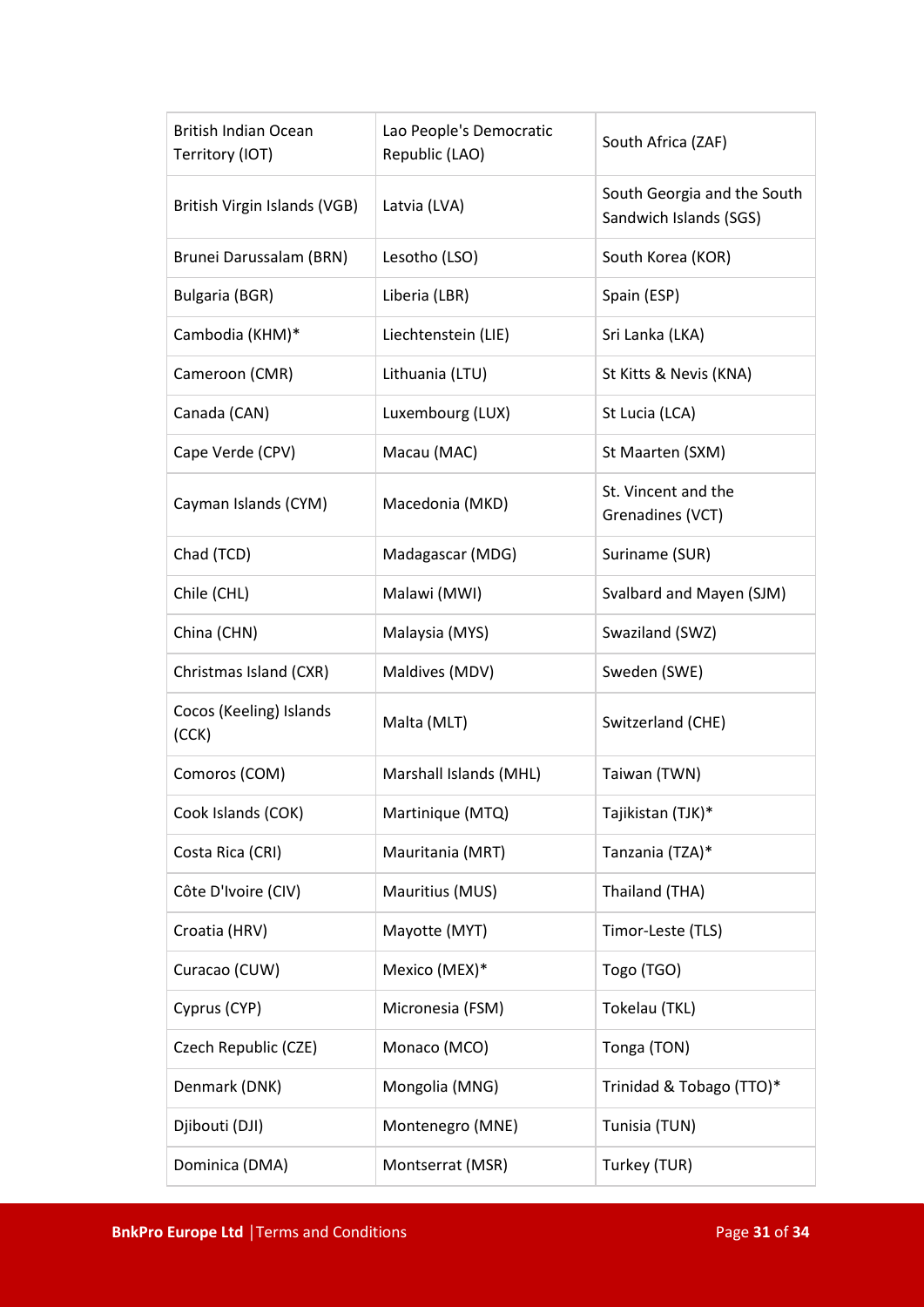| | | |
|---|---|---|
| British Indian Ocean Territory (IOT) | Lao People's Democratic Republic (LAO) | South Africa (ZAF) |
| British Virgin Islands (VGB) | Latvia (LVA) | South Georgia and the South Sandwich Islands (SGS) |
| Brunei Darussalam (BRN) | Lesotho (LSO) | South Korea (KOR) |
| Bulgaria (BGR) | Liberia (LBR) | Spain (ESP) |
| Cambodia (KHM)* | Liechtenstein (LIE) | Sri Lanka (LKA) |
| Cameroon (CMR) | Lithuania (LTU) | St Kitts & Nevis (KNA) |
| Canada (CAN) | Luxembourg (LUX) | St Lucia (LCA) |
| Cape Verde (CPV) | Macau (MAC) | St Maarten (SXM) |
| Cayman Islands (CYM) | Macedonia (MKD) | St. Vincent and the Grenadines (VCT) |
| Chad (TCD) | Madagascar (MDG) | Suriname (SUR) |
| Chile (CHL) | Malawi (MWI) | Svalbard and Mayen (SJM) |
| China (CHN) | Malaysia (MYS) | Swaziland (SWZ) |
| Christmas Island (CXR) | Maldives (MDV) | Sweden (SWE) |
| Cocos (Keeling) Islands (CCK) | Malta (MLT) | Switzerland (CHE) |
| Comoros (COM) | Marshall Islands (MHL) | Taiwan (TWN) |
| Cook Islands (COK) | Martinique (MTQ) | Tajikistan (TJK)* |
| Costa Rica (CRI) | Mauritania (MRT) | Tanzania (TZA)* |
| Côte D'Ivoire (CIV) | Mauritius (MUS) | Thailand (THA) |
| Croatia (HRV) | Mayotte (MYT) | Timor-Leste (TLS) |
| Curacao (CUW) | Mexico (MEX)* | Togo (TGO) |
| Cyprus (CYP) | Micronesia (FSM) | Tokelau (TKL) |
| Czech Republic (CZE) | Monaco (MCO) | Tonga (TON) |
| Denmark (DNK) | Mongolia (MNG) | Trinidad & Tobago (TTO)* |
| Djibouti (DJI) | Montenegro (MNE) | Tunisia (TUN) |
| Dominica (DMA) | Montserrat (MSR) | Turkey (TUR) |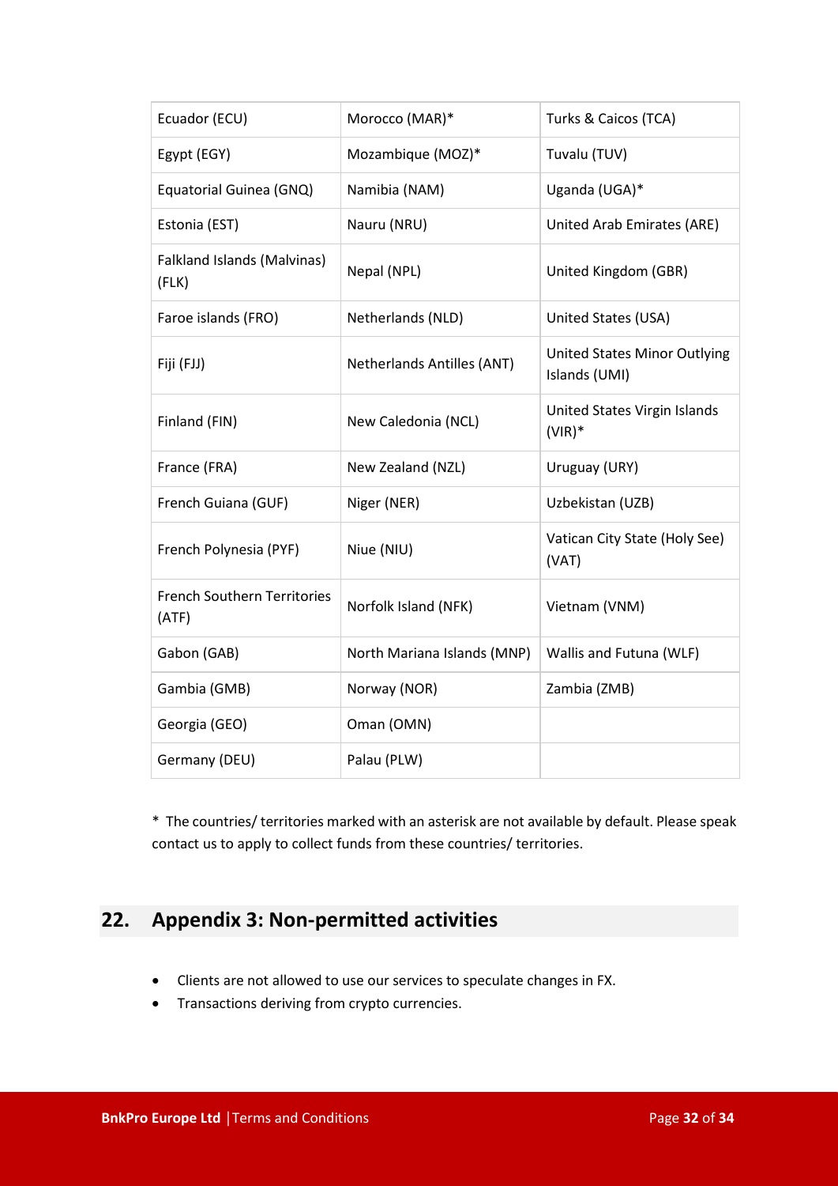| Ecuador (ECU) | Morocco (MAR)* | Turks & Caicos (TCA) |
|---|---|---|
| Egypt (EGY) | Mozambique (MOZ)* | Tuvalu (TUV) |
| Equatorial Guinea (GNQ) | Namibia (NAM) | Uganda (UGA)* |
| Estonia (EST) | Nauru (NRU) | United Arab Emirates (ARE) |
| Falkland Islands (Malvinas) (FLK) | Nepal (NPL) | United Kingdom (GBR) |
| Faroe islands (FRO) | Netherlands (NLD) | United States (USA) |
| Fiji (FJJ) | Netherlands Antilles (ANT) | United States Minor Outlying Islands (UMI) |
| Finland (FIN) | New Caledonia (NCL) | United States Virgin Islands (VIR)* |
| France (FRA) | New Zealand (NZL) | Uruguay (URY) |
| French Guiana (GUF) | Niger (NER) | Uzbekistan (UZB) |
| French Polynesia (PYF) | Niue (NIU) | Vatican City State (Holy See) (VAT) |
| French Southern Territories (ATF) | Norfolk Island (NFK) | Vietnam (VNM) |
| Gabon (GAB) | North Mariana Islands (MNP) | Wallis and Futuna (WLF) |
| Gambia (GMB) | Norway (NOR) | Zambia (ZMB) |
| Georgia (GEO) | Oman (OMN) | |
| Germany (DEU) | Palau (PLW) | |

* The countries/ territories marked with an asterisk are not available by default. Please speak contact us to apply to collect funds from these countries/ territories.

## 22. Appendix 3: Non-permitted activities

- Clients are not allowed to use our services to speculate changes in FX.
- Transactions deriving from crypto currencies.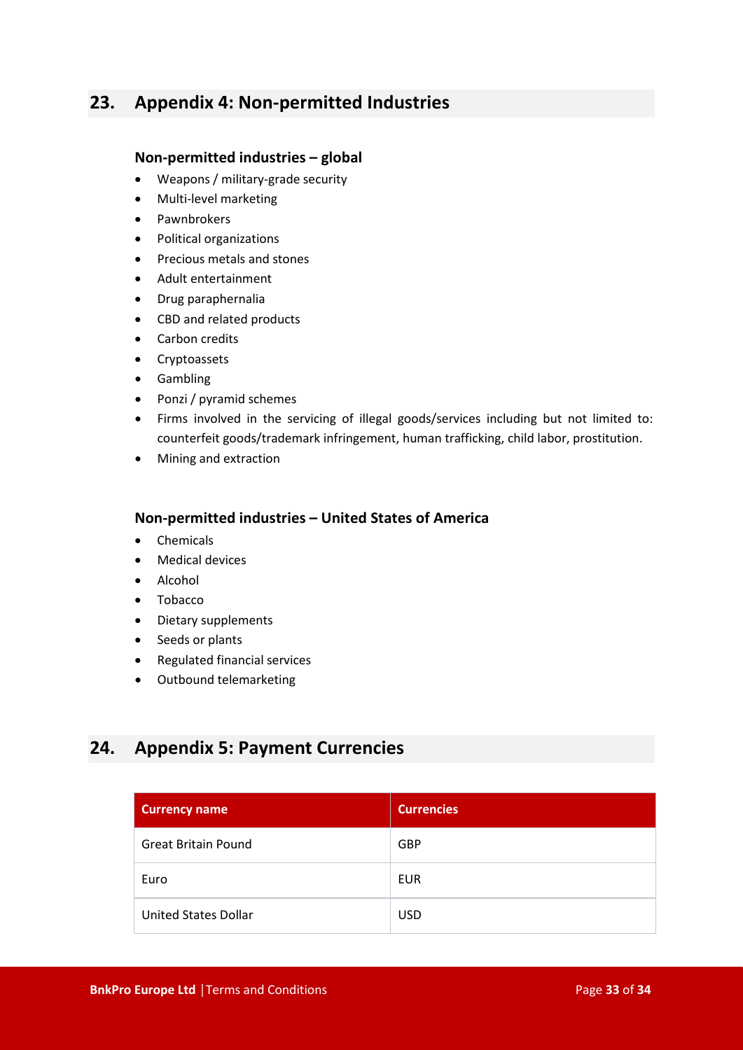## 23. Appendix 4: Non-permitted Industries

### Non-permitted industries – global

- Weapons / military-grade security
- Multi-level marketing
- Pawnbrokers
- Political organizations
- Precious metals and stones
- Adult entertainment
- Drug paraphernalia
- CBD and related products
- Carbon credits
- Cryptoassets
- Gambling
- Ponzi / pyramid schemes
- Firms involved in the servicing of illegal goods/services including but not limited to: counterfeit goods/trademark infringement, human trafficking, child labor, prostitution.
- Mining and extraction

### Non-permitted industries – United States of America

- Chemicals
- Medical devices
- Alcohol
- Tobacco
- Dietary supplements
- Seeds or plants
- Regulated financial services
- Outbound telemarketing

## 24. Appendix 5: Payment Currencies

| Currency name | Currencies |
|---|---|
| Great Britain Pound | GBP |
| Euro | EUR |
| United States Dollar | USD |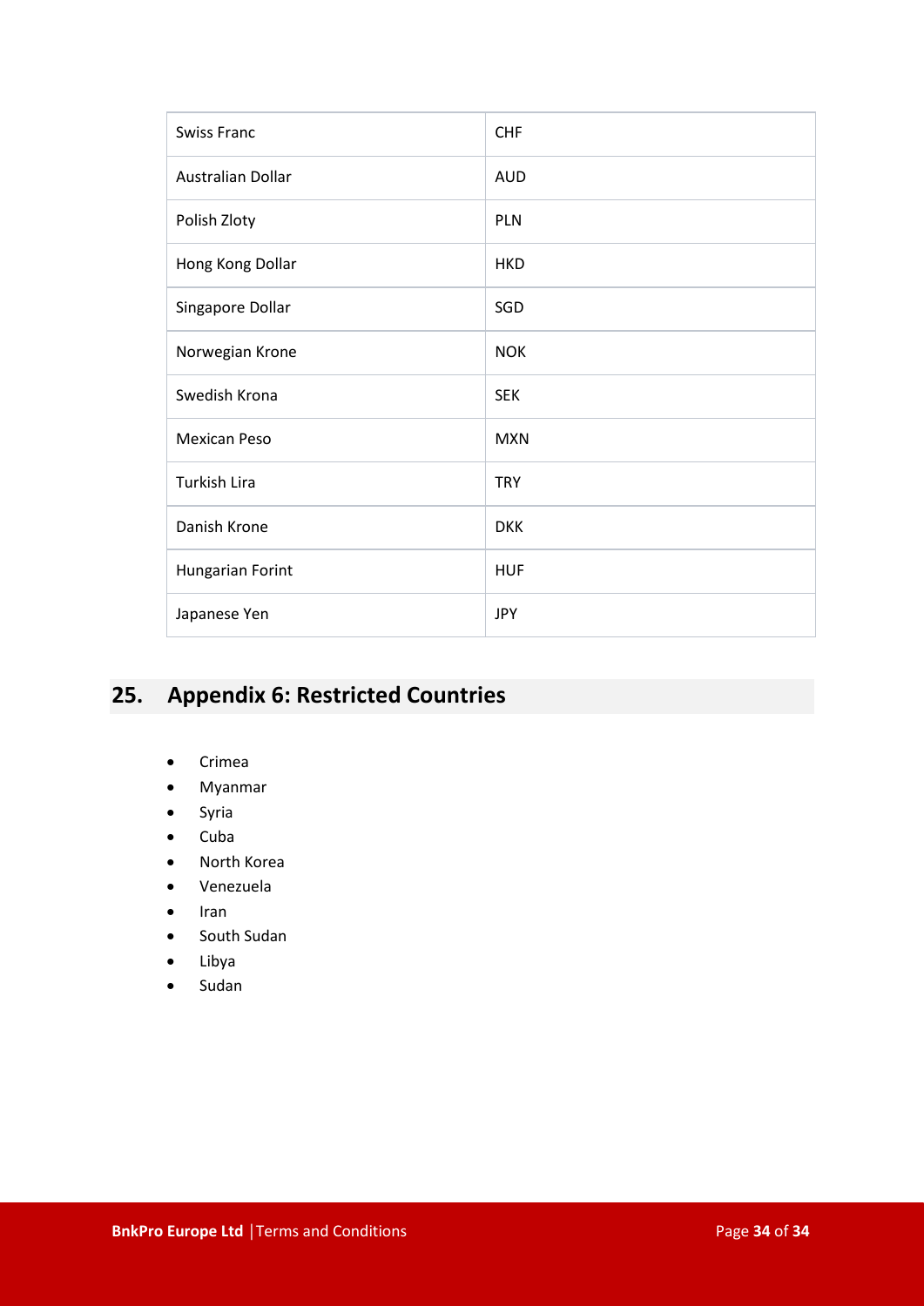| | |
|---|---|
| Swiss Franc | CHF |
| Australian Dollar | AUD |
| Polish Zloty | PLN |
| Hong Kong Dollar | HKD |
| Singapore Dollar | SGD |
| Norwegian Krone | NOK |
| Swedish Krona | SEK |
| Mexican Peso | MXN |
| Turkish Lira | TRY |
| Danish Krone | DKK |
| Hungarian Forint | HUF |
| Japanese Yen | JPY |

## 25. Appendix 6: Restricted Countries

- Crimea
- Myanmar
- Syria
- Cuba
- North Korea
- Venezuela
- Iran
- South Sudan
- Libya
- Sudan